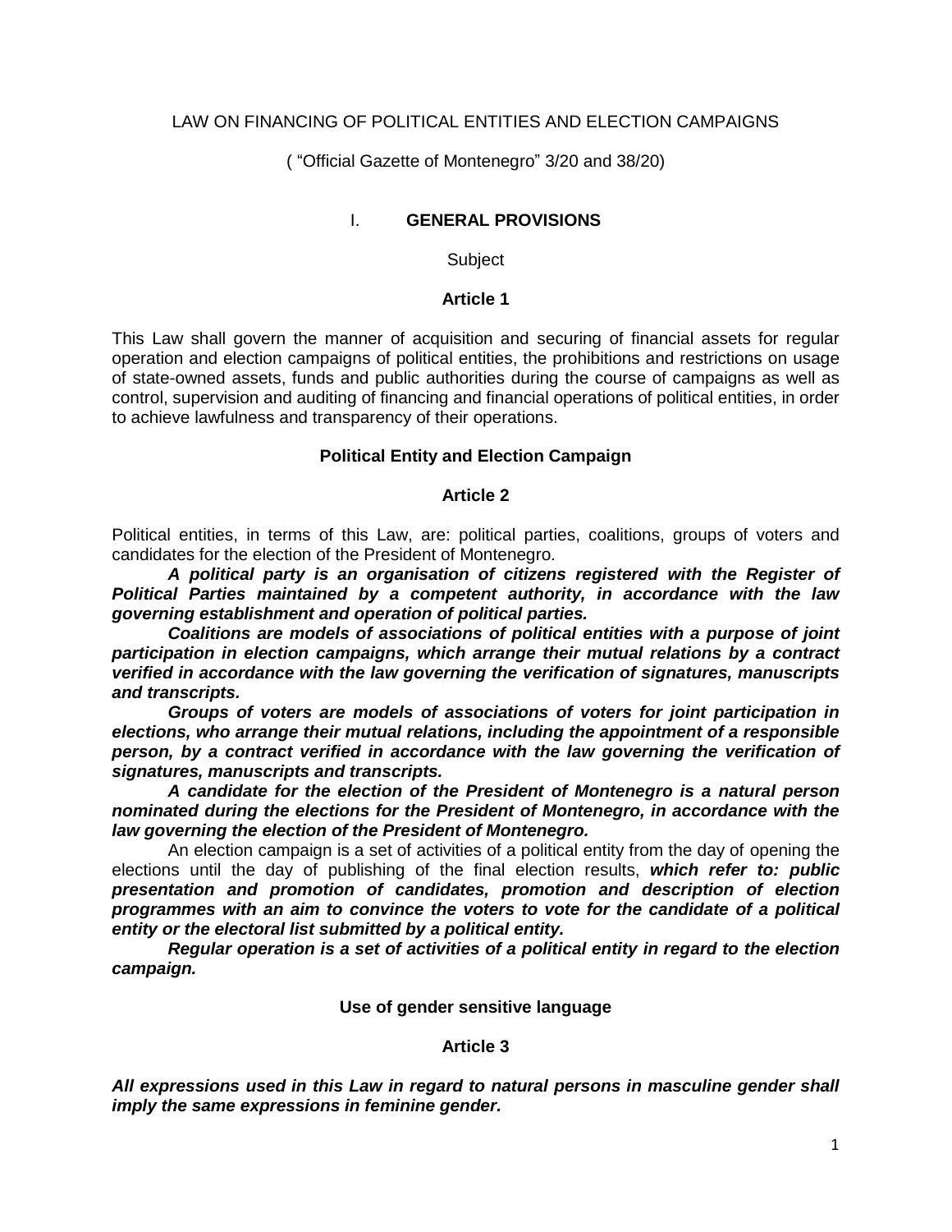# LAW ON FINANCING OF POLITICAL ENTITIES AND ELECTION CAMPAIGNS

( "Official Gazette of Montenegro" 3/20 and 38/20)

## I. GENERAL PROVISIONS

Subject

### Article 1

This Law shall govern the manner of acquisition and securing of financial assets for regular operation and election campaigns of political entities, the prohibitions and restrictions on usage of state-owned assets, funds and public authorities during the course of campaigns as well as control, supervision and auditing of financing and financial operations of political entities, in order to achieve lawfulness and transparency of their operations.

**Political Entity and Election Campaign**

### Article 2

Political entities, in terms of this Law, are: political parties, coalitions, groups of voters and candidates for the election of the President of Montenegro.

***A political party is an organisation of citizens registered with the Register of Political Parties maintained by a competent authority, in accordance with the law governing establishment and operation of political parties.***

***Coalitions are models of associations of political entities with a purpose of joint participation in election campaigns, which arrange their mutual relations by a contract verified in accordance with the law governing the verification of signatures, manuscripts and transcripts.***

***Groups of voters are models of associations of voters for joint participation in elections, who arrange their mutual relations, including the appointment of a responsible person, by a contract verified in accordance with the law governing the verification of signatures, manuscripts and transcripts.***

***A candidate for the election of the President of Montenegro is a natural person nominated during the elections for the President of Montenegro, in accordance with the law governing the election of the President of Montenegro.***

An election campaign is a set of activities of a political entity from the day of opening the elections until the day of publishing of the final election results, ***which refer to: public presentation and promotion of candidates, promotion and description of election programmes with an aim to convince the voters to vote for the candidate of a political entity or the electoral list submitted by a political entity.***

***Regular operation is a set of activities of a political entity in regard to the election campaign.***

**Use of gender sensitive language**

### Article 3

***All expressions used in this Law in regard to natural persons in masculine gender shall imply the same expressions in feminine gender.***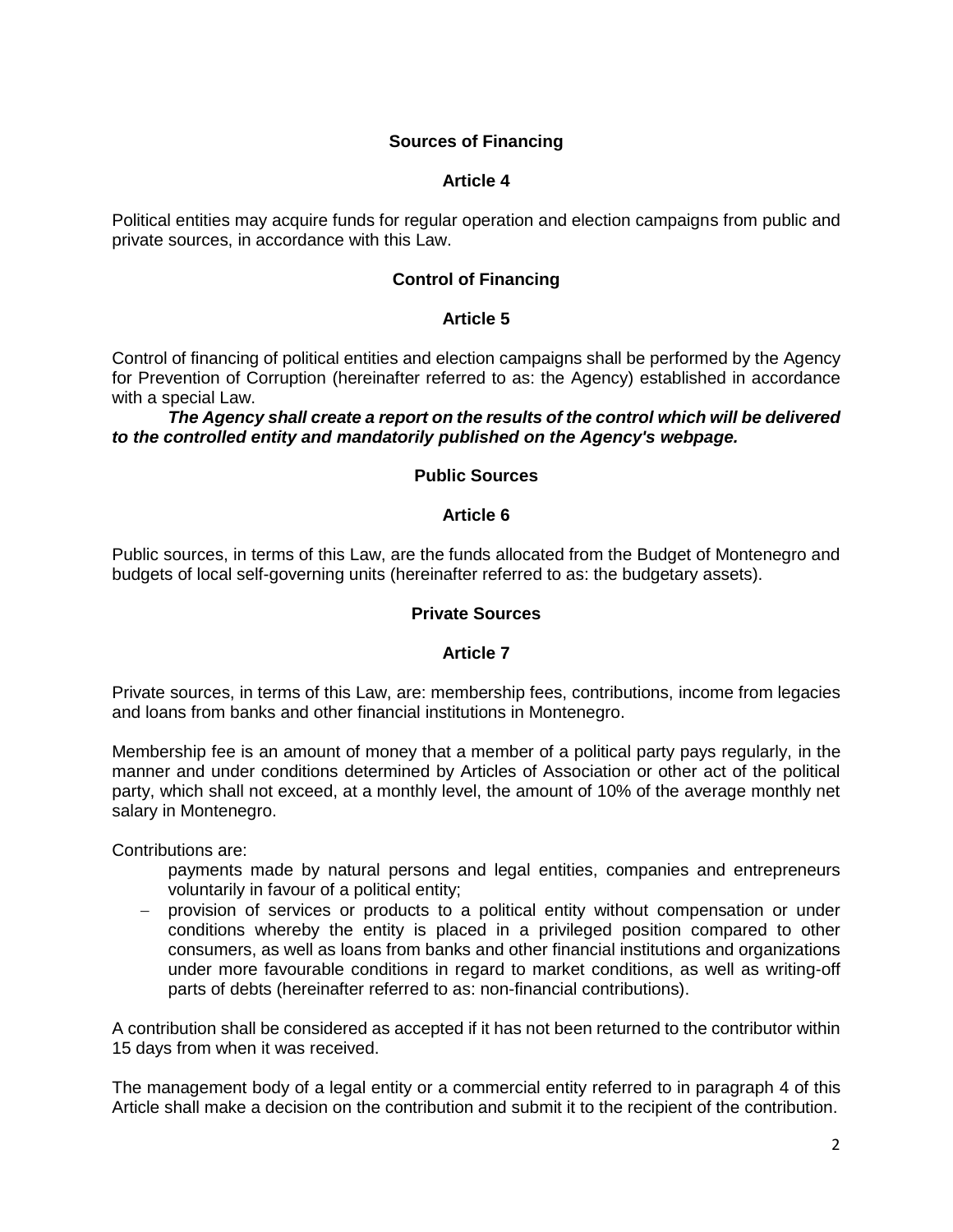## Sources of Financing

### Article 4

Political entities may acquire funds for regular operation and election campaigns from public and private sources, in accordance with this Law.

## Control of Financing

### Article 5

Control of financing of political entities and election campaigns shall be performed by the Agency for Prevention of Corruption (hereinafter referred to as: the Agency) established in accordance with a special Law.

***The Agency shall create a report on the results of the control which will be delivered to the controlled entity and mandatorily published on the Agency's webpage.***

## Public Sources

### Article 6

Public sources, in terms of this Law, are the funds allocated from the Budget of Montenegro and budgets of local self-governing units (hereinafter referred to as: the budgetary assets).

## Private Sources

### Article 7

Private sources, in terms of this Law, are: membership fees, contributions, income from legacies and loans from banks and other financial institutions in Montenegro.

Membership fee is an amount of money that a member of a political party pays regularly, in the manner and under conditions determined by Articles of Association or other act of the political party, which shall not exceed, at a monthly level, the amount of 10% of the average monthly net salary in Montenegro.

Contributions are:

- payments made by natural persons and legal entities, companies and entrepreneurs voluntarily in favour of a political entity;
- provision of services or products to a political entity without compensation or under conditions whereby the entity is placed in a privileged position compared to other consumers, as well as loans from banks and other financial institutions and organizations under more favourable conditions in regard to market conditions, as well as writing-off parts of debts (hereinafter referred to as: non-financial contributions).

A contribution shall be considered as accepted if it has not been returned to the contributor within 15 days from when it was received.

The management body of a legal entity or a commercial entity referred to in paragraph 4 of this Article shall make a decision on the contribution and submit it to the recipient of the contribution.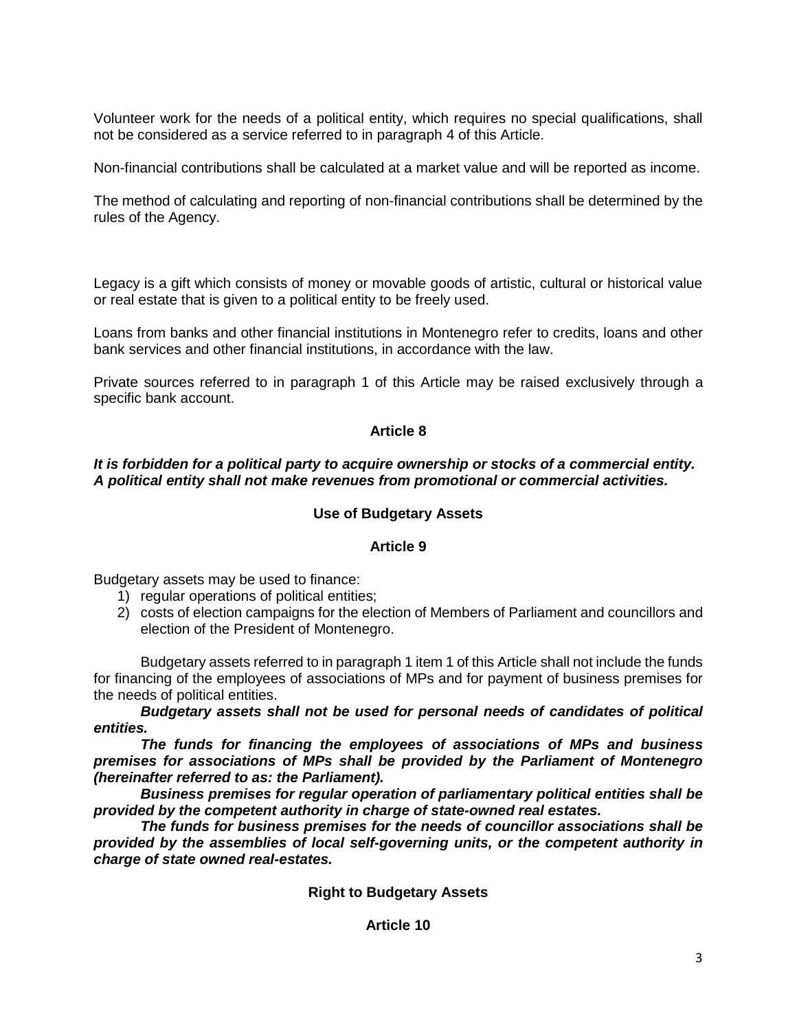Volunteer work for the needs of a political entity, which requires no special qualifications, shall not be considered as a service referred to in paragraph 4 of this Article.

Non-financial contributions shall be calculated at a market value and will be reported as income.

The method of calculating and reporting of non-financial contributions shall be determined by the rules of the Agency.

Legacy is a gift which consists of money or movable goods of artistic, cultural or historical value or real estate that is given to a political entity to be freely used.

Loans from banks and other financial institutions in Montenegro refer to credits, loans and other bank services and other financial institutions, in accordance with the law.

Private sources referred to in paragraph 1 of this Article may be raised exclusively through a specific bank account.

**Article 8**

***It is forbidden for a political party to acquire ownership or stocks of a commercial entity. A political entity shall not make revenues from promotional or commercial activities.***

**Use of Budgetary Assets**

**Article 9**

Budgetary assets may be used to finance:

1) regular operations of political entities;
2) costs of election campaigns for the election of Members of Parliament and councillors and election of the President of Montenegro.

Budgetary assets referred to in paragraph 1 item 1 of this Article shall not include the funds for financing of the employees of associations of MPs and for payment of business premises for the needs of political entities.

***Budgetary assets shall not be used for personal needs of candidates of political entities.***

***The funds for financing the employees of associations of MPs and business premises for associations of MPs shall be provided by the Parliament of Montenegro (hereinafter referred to as: the Parliament).***

***Business premises for regular operation of parliamentary political entities shall be provided by the competent authority in charge of state-owned real estates.***

***The funds for business premises for the needs of councillor associations shall be provided by the assemblies of local self-governing units, or the competent authority in charge of state owned real-estates.***

**Right to Budgetary Assets**

**Article 10**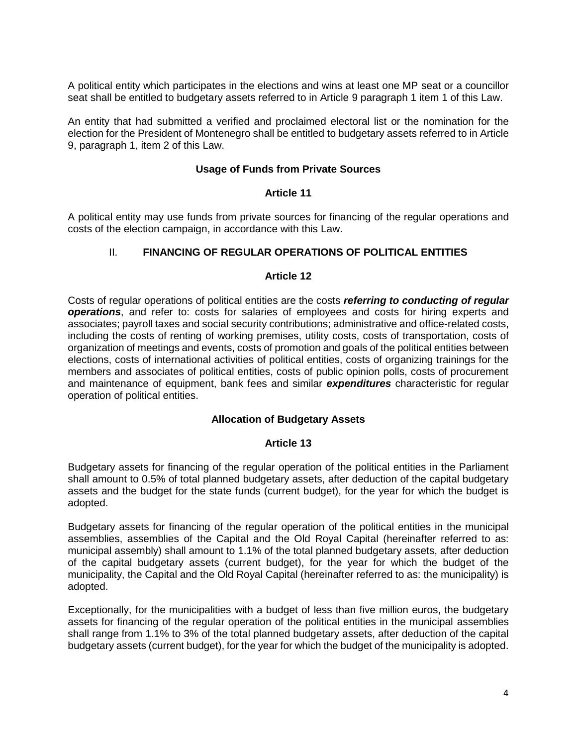A political entity which participates in the elections and wins at least one MP seat or a councillor seat shall be entitled to budgetary assets referred to in Article 9 paragraph 1 item 1 of this Law.

An entity that had submitted a verified and proclaimed electoral list or the nomination for the election for the President of Montenegro shall be entitled to budgetary assets referred to in Article 9, paragraph 1, item 2 of this Law.

### Usage of Funds from Private Sources

### Article 11

A political entity may use funds from private sources for financing of the regular operations and costs of the election campaign, in accordance with this Law.

## II. FINANCING OF REGULAR OPERATIONS OF POLITICAL ENTITIES

### Article 12

Costs of regular operations of political entities are the costs ***referring to conducting of regular operations***, and refer to: costs for salaries of employees and costs for hiring experts and associates; payroll taxes and social security contributions; administrative and office-related costs, including the costs of renting of working premises, utility costs, costs of transportation, costs of organization of meetings and events, costs of promotion and goals of the political entities between elections, costs of international activities of political entities, costs of organizing trainings for the members and associates of political entities, costs of public opinion polls, costs of procurement and maintenance of equipment, bank fees and similar ***expenditures*** characteristic for regular operation of political entities.

### Allocation of Budgetary Assets

### Article 13

Budgetary assets for financing of the regular operation of the political entities in the Parliament shall amount to 0.5% of total planned budgetary assets, after deduction of the capital budgetary assets and the budget for the state funds (current budget), for the year for which the budget is adopted.

Budgetary assets for financing of the regular operation of the political entities in the municipal assemblies, assemblies of the Capital and the Old Royal Capital (hereinafter referred to as: municipal assembly) shall amount to 1.1% of the total planned budgetary assets, after deduction of the capital budgetary assets (current budget), for the year for which the budget of the municipality, the Capital and the Old Royal Capital (hereinafter referred to as: the municipality) is adopted.

Exceptionally, for the municipalities with a budget of less than five million euros, the budgetary assets for financing of the regular operation of the political entities in the municipal assemblies shall range from 1.1% to 3% of the total planned budgetary assets, after deduction of the capital budgetary assets (current budget), for the year for which the budget of the municipality is adopted.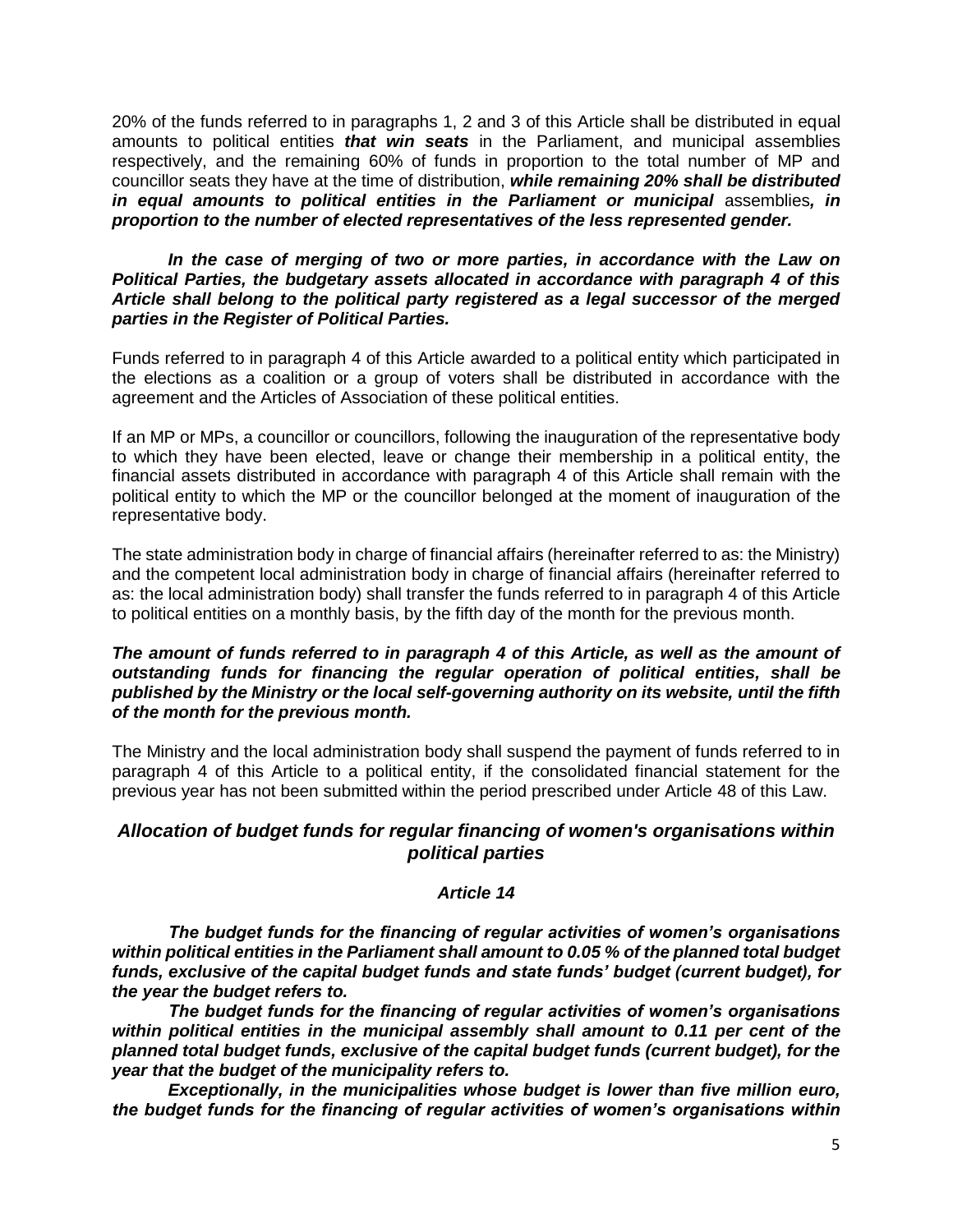20% of the funds referred to in paragraphs 1, 2 and 3 of this Article shall be distributed in equal amounts to political entities ***that win seats*** in the Parliament, and municipal assemblies respectively, and the remaining 60% of funds in proportion to the total number of MP and councillor seats they have at the time of distribution, ***while remaining 20% shall be distributed in equal amounts to political entities in the Parliament or municipal*** assemblies***, in proportion to the number of elected representatives of the less represented gender.***

***In the case of merging of two or more parties, in accordance with the Law on Political Parties, the budgetary assets allocated in accordance with paragraph 4 of this Article shall belong to the political party registered as a legal successor of the merged parties in the Register of Political Parties.***

Funds referred to in paragraph 4 of this Article awarded to a political entity which participated in the elections as a coalition or a group of voters shall be distributed in accordance with the agreement and the Articles of Association of these political entities.

If an MP or MPs, a councillor or councillors, following the inauguration of the representative body to which they have been elected, leave or change their membership in a political entity, the financial assets distributed in accordance with paragraph 4 of this Article shall remain with the political entity to which the MP or the councillor belonged at the moment of inauguration of the representative body.

The state administration body in charge of financial affairs (hereinafter referred to as: the Ministry) and the competent local administration body in charge of financial affairs (hereinafter referred to as: the local administration body) shall transfer the funds referred to in paragraph 4 of this Article to political entities on a monthly basis, by the fifth day of the month for the previous month.

***The amount of funds referred to in paragraph 4 of this Article, as well as the amount of outstanding funds for financing the regular operation of political entities, shall be published by the Ministry or the local self-governing authority on its website, until the fifth of the month for the previous month.***

The Ministry and the local administration body shall suspend the payment of funds referred to in paragraph 4 of this Article to a political entity, if the consolidated financial statement for the previous year has not been submitted within the period prescribed under Article 48 of this Law.

## *Allocation of budget funds for regular financing of women's organisations within political parties*

### *Article 14*

***The budget funds for the financing of regular activities of women's organisations within political entities in the Parliament shall amount to 0.05 % of the planned total budget funds, exclusive of the capital budget funds and state funds' budget (current budget), for the year the budget refers to.***

***The budget funds for the financing of regular activities of women's organisations within political entities in the municipal assembly shall amount to 0.11 per cent of the planned total budget funds, exclusive of the capital budget funds (current budget), for the year that the budget of the municipality refers to.***

***Exceptionally, in the municipalities whose budget is lower than five million euro, the budget funds for the financing of regular activities of women's organisations within***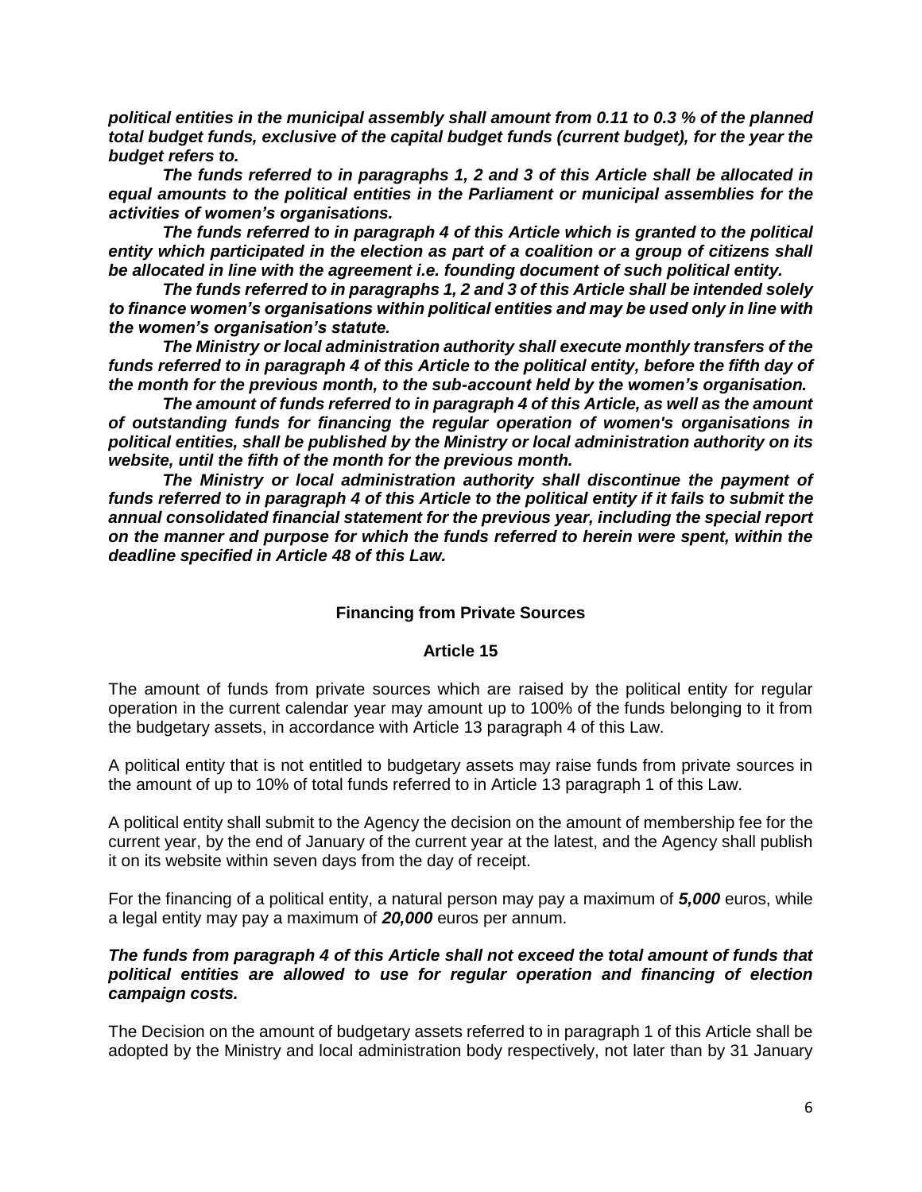***political entities in the municipal assembly shall amount from 0.11 to 0.3 % of the planned total budget funds, exclusive of the capital budget funds (current budget), for the year the budget refers to.***

***The funds referred to in paragraphs 1, 2 and 3 of this Article shall be allocated in equal amounts to the political entities in the Parliament or municipal assemblies for the activities of women's organisations.***

***The funds referred to in paragraph 4 of this Article which is granted to the political entity which participated in the election as part of a coalition or a group of citizens shall be allocated in line with the agreement i.e. founding document of such political entity.***

***The funds referred to in paragraphs 1, 2 and 3 of this Article shall be intended solely to finance women's organisations within political entities and may be used only in line with the women's organisation's statute.***

***The Ministry or local administration authority shall execute monthly transfers of the funds referred to in paragraph 4 of this Article to the political entity, before the fifth day of the month for the previous month, to the sub-account held by the women's organisation.***

***The amount of funds referred to in paragraph 4 of this Article, as well as the amount of outstanding funds for financing the regular operation of women's organisations in political entities, shall be published by the Ministry or local administration authority on its website, until the fifth of the month for the previous month.***

***The Ministry or local administration authority shall discontinue the payment of funds referred to in paragraph 4 of this Article to the political entity if it fails to submit the annual consolidated financial statement for the previous year, including the special report on the manner and purpose for which the funds referred to herein were spent, within the deadline specified in Article 48 of this Law.***

**Financing from Private Sources**

**Article 15**

The amount of funds from private sources which are raised by the political entity for regular operation in the current calendar year may amount up to 100% of the funds belonging to it from the budgetary assets, in accordance with Article 13 paragraph 4 of this Law.

A political entity that is not entitled to budgetary assets may raise funds from private sources in the amount of up to 10% of total funds referred to in Article 13 paragraph 1 of this Law.

A political entity shall submit to the Agency the decision on the amount of membership fee for the current year, by the end of January of the current year at the latest, and the Agency shall publish it on its website within seven days from the day of receipt.

For the financing of a political entity, a natural person may pay a maximum of ***5,000*** euros, while a legal entity may pay a maximum of ***20,000*** euros per annum.

***The funds from paragraph 4 of this Article shall not exceed the total amount of funds that political entities are allowed to use for regular operation and financing of election campaign costs.***

The Decision on the amount of budgetary assets referred to in paragraph 1 of this Article shall be adopted by the Ministry and local administration body respectively, not later than by 31 January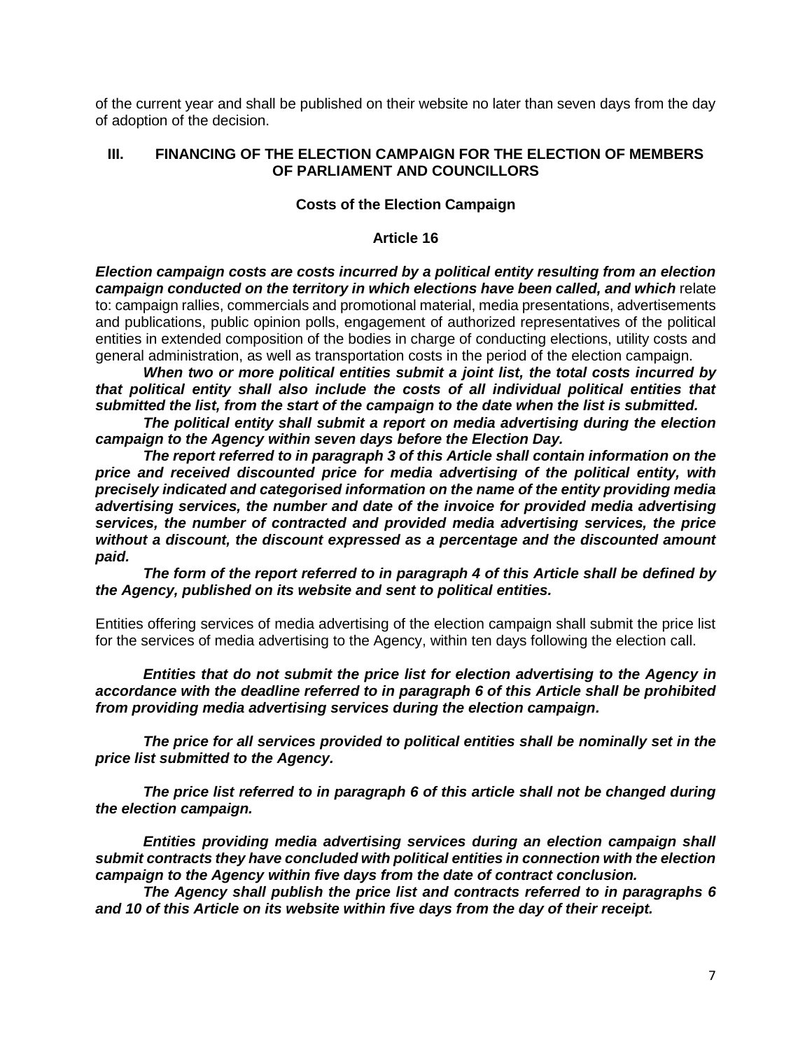of the current year and shall be published on their website no later than seven days from the day of adoption of the decision.

## III. FINANCING OF THE ELECTION CAMPAIGN FOR THE ELECTION OF MEMBERS OF PARLIAMENT AND COUNCILLORS

### Costs of the Election Campaign

### Article 16

***Election campaign costs are costs incurred by a political entity resulting from an election campaign conducted on the territory in which elections have been called, and which*** relate to: campaign rallies, commercials and promotional material, media presentations, advertisements and publications, public opinion polls, engagement of authorized representatives of the political entities in extended composition of the bodies in charge of conducting elections, utility costs and general administration, as well as transportation costs in the period of the election campaign.

***When two or more political entities submit a joint list, the total costs incurred by that political entity shall also include the costs of all individual political entities that submitted the list, from the start of the campaign to the date when the list is submitted.***

***The political entity shall submit a report on media advertising during the election campaign to the Agency within seven days before the Election Day.***

***The report referred to in paragraph 3 of this Article shall contain information on the price and received discounted price for media advertising of the political entity, with precisely indicated and categorised information on the name of the entity providing media advertising services, the number and date of the invoice for provided media advertising services, the number of contracted and provided media advertising services, the price without a discount, the discount expressed as a percentage and the discounted amount paid.***

***The form of the report referred to in paragraph 4 of this Article shall be defined by the Agency, published on its website and sent to political entities.***

Entities offering services of media advertising of the election campaign shall submit the price list for the services of media advertising to the Agency, within ten days following the election call.

***Entities that do not submit the price list for election advertising to the Agency in accordance with the deadline referred to in paragraph 6 of this Article shall be prohibited from providing media advertising services during the election campaign.***

***The price for all services provided to political entities shall be nominally set in the price list submitted to the Agency.***

***The price list referred to in paragraph 6 of this article shall not be changed during the election campaign.***

***Entities providing media advertising services during an election campaign shall submit contracts they have concluded with political entities in connection with the election campaign to the Agency within five days from the date of contract conclusion.***

***The Agency shall publish the price list and contracts referred to in paragraphs 6 and 10 of this Article on its website within five days from the day of their receipt.***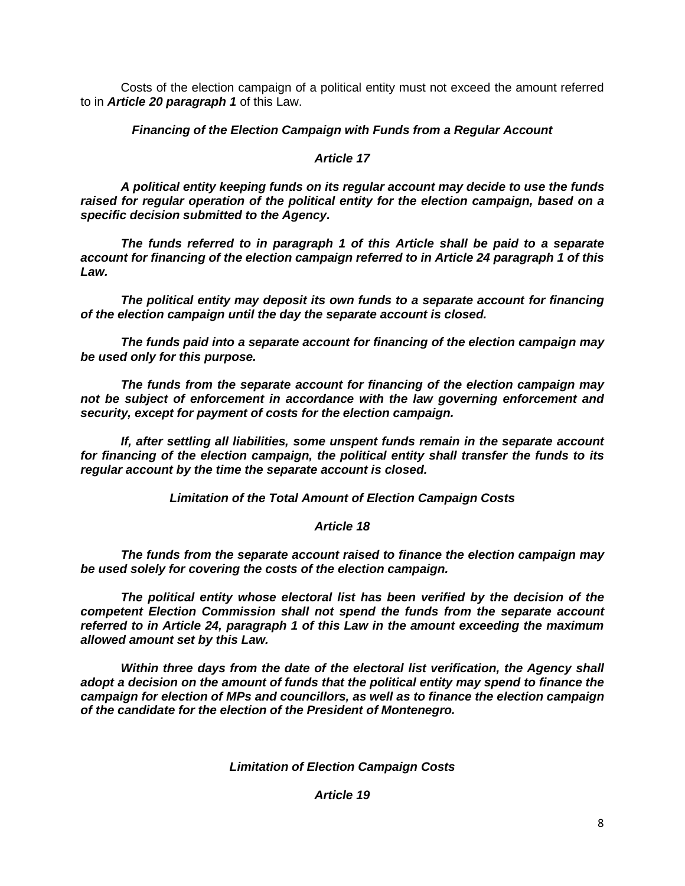Costs of the election campaign of a political entity must not exceed the amount referred to in ***Article 20 paragraph 1*** of this Law.

***Financing of the Election Campaign with Funds from a Regular Account***

***Article 17***

***A political entity keeping funds on its regular account may decide to use the funds raised for regular operation of the political entity for the election campaign, based on a specific decision submitted to the Agency.***

***The funds referred to in paragraph 1 of this Article shall be paid to a separate account for financing of the election campaign referred to in Article 24 paragraph 1 of this Law.***

***The political entity may deposit its own funds to a separate account for financing of the election campaign until the day the separate account is closed.***

***The funds paid into a separate account for financing of the election campaign may be used only for this purpose.***

***The funds from the separate account for financing of the election campaign may not be subject of enforcement in accordance with the law governing enforcement and security, except for payment of costs for the election campaign.***

***If, after settling all liabilities, some unspent funds remain in the separate account for financing of the election campaign, the political entity shall transfer the funds to its regular account by the time the separate account is closed.***

***Limitation of the Total Amount of Election Campaign Costs***

***Article 18***

***The funds from the separate account raised to finance the election campaign may be used solely for covering the costs of the election campaign.***

***The political entity whose electoral list has been verified by the decision of the competent Election Commission shall not spend the funds from the separate account referred to in Article 24, paragraph 1 of this Law in the amount exceeding the maximum allowed amount set by this Law.***

***Within three days from the date of the electoral list verification, the Agency shall adopt a decision on the amount of funds that the political entity may spend to finance the campaign for election of MPs and councillors, as well as to finance the election campaign of the candidate for the election of the President of Montenegro.***

***Limitation of Election Campaign Costs***

***Article 19***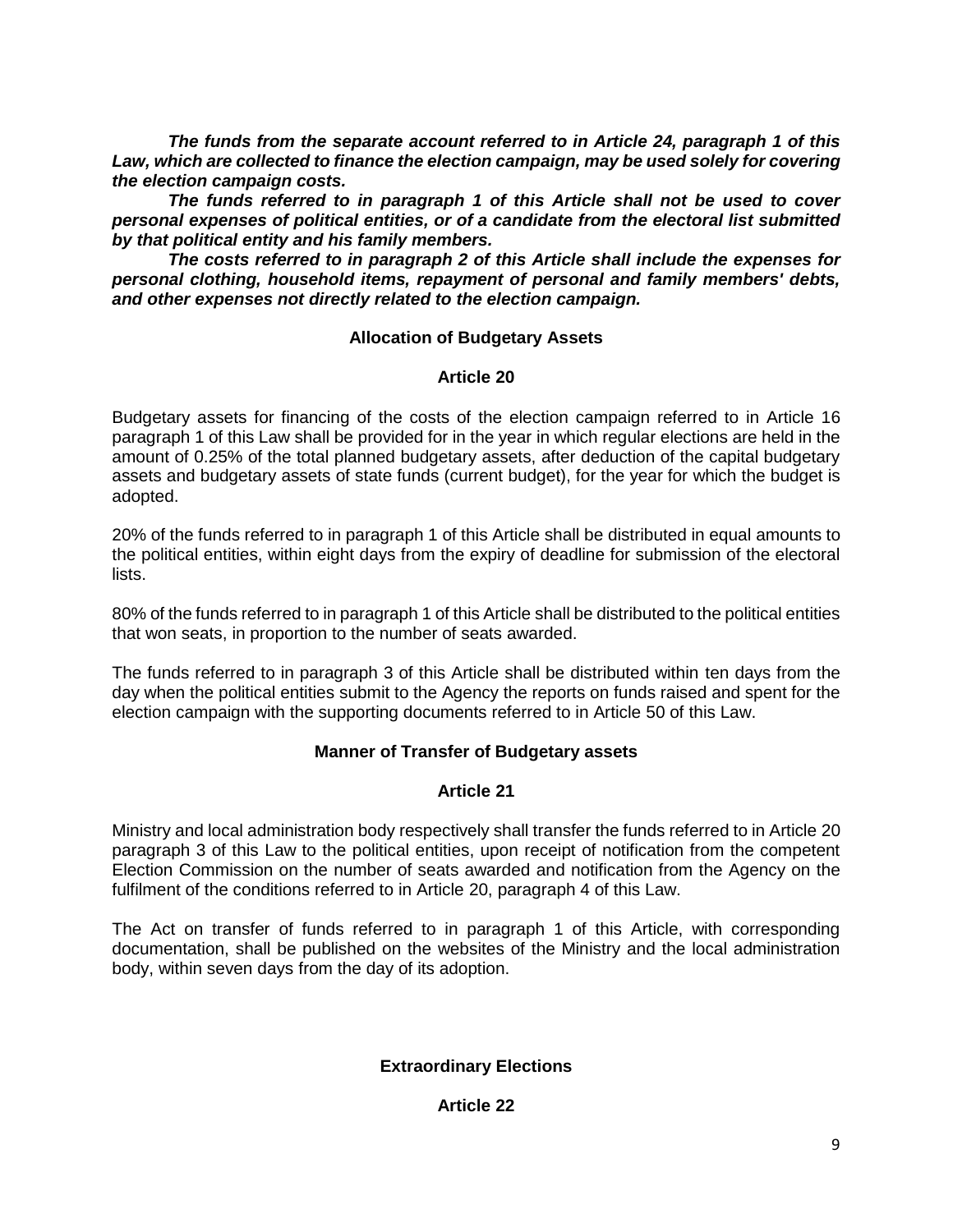***The funds from the separate account referred to in Article 24, paragraph 1 of this Law, which are collected to finance the election campaign, may be used solely for covering the election campaign costs.***

***The funds referred to in paragraph 1 of this Article shall not be used to cover personal expenses of political entities, or of a candidate from the electoral list submitted by that political entity and his family members.***

***The costs referred to in paragraph 2 of this Article shall include the expenses for personal clothing, household items, repayment of personal and family members' debts, and other expenses not directly related to the election campaign.***

**Allocation of Budgetary Assets**

**Article 20**

Budgetary assets for financing of the costs of the election campaign referred to in Article 16 paragraph 1 of this Law shall be provided for in the year in which regular elections are held in the amount of 0.25% of the total planned budgetary assets, after deduction of the capital budgetary assets and budgetary assets of state funds (current budget), for the year for which the budget is adopted.

20% of the funds referred to in paragraph 1 of this Article shall be distributed in equal amounts to the political entities, within eight days from the expiry of deadline for submission of the electoral lists.

80% of the funds referred to in paragraph 1 of this Article shall be distributed to the political entities that won seats, in proportion to the number of seats awarded.

The funds referred to in paragraph 3 of this Article shall be distributed within ten days from the day when the political entities submit to the Agency the reports on funds raised and spent for the election campaign with the supporting documents referred to in Article 50 of this Law.

**Manner of Transfer of Budgetary assets**

**Article 21**

Ministry and local administration body respectively shall transfer the funds referred to in Article 20 paragraph 3 of this Law to the political entities, upon receipt of notification from the competent Election Commission on the number of seats awarded and notification from the Agency on the fulfilment of the conditions referred to in Article 20, paragraph 4 of this Law.

The Act on transfer of funds referred to in paragraph 1 of this Article, with corresponding documentation, shall be published on the websites of the Ministry and the local administration body, within seven days from the day of its adoption.

**Extraordinary Elections**

**Article 22**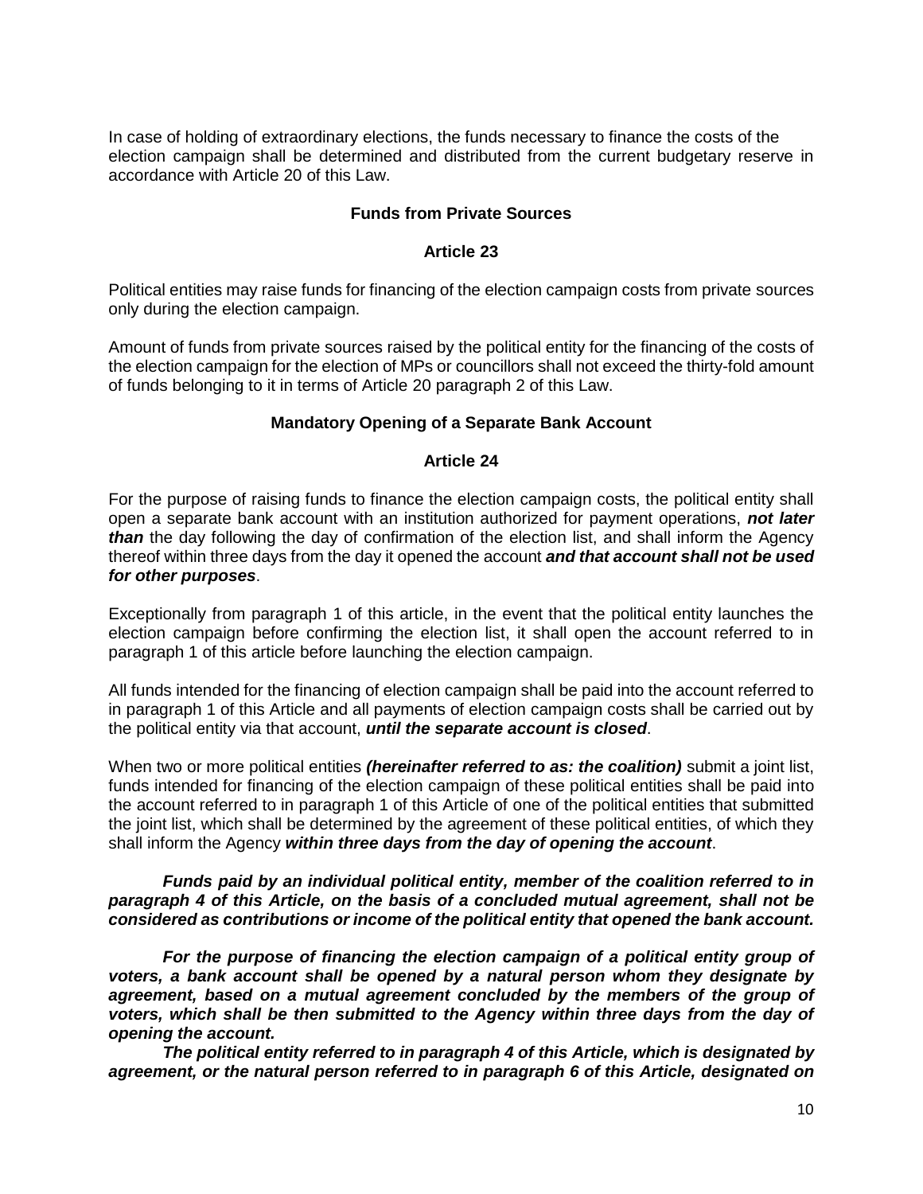In case of holding of extraordinary elections, the funds necessary to finance the costs of the election campaign shall be determined and distributed from the current budgetary reserve in accordance with Article 20 of this Law.

**Funds from Private Sources**

**Article 23**

Political entities may raise funds for financing of the election campaign costs from private sources only during the election campaign.

Amount of funds from private sources raised by the political entity for the financing of the costs of the election campaign for the election of MPs or councillors shall not exceed the thirty-fold amount of funds belonging to it in terms of Article 20 paragraph 2 of this Law.

**Mandatory Opening of a Separate Bank Account**

**Article 24**

For the purpose of raising funds to finance the election campaign costs, the political entity shall open a separate bank account with an institution authorized for payment operations, ***not later than*** the day following the day of confirmation of the election list, and shall inform the Agency thereof within three days from the day it opened the account ***and that account shall not be used for other purposes***.

Exceptionally from paragraph 1 of this article, in the event that the political entity launches the election campaign before confirming the election list, it shall open the account referred to in paragraph 1 of this article before launching the election campaign.

All funds intended for the financing of election campaign shall be paid into the account referred to in paragraph 1 of this Article and all payments of election campaign costs shall be carried out by the political entity via that account, ***until the separate account is closed***.

When two or more political entities ***(hereinafter referred to as: the coalition)*** submit a joint list, funds intended for financing of the election campaign of these political entities shall be paid into the account referred to in paragraph 1 of this Article of one of the political entities that submitted the joint list, which shall be determined by the agreement of these political entities, of which they shall inform the Agency ***within three days from the day of opening the account***.

***Funds paid by an individual political entity, member of the coalition referred to in paragraph 4 of this Article, on the basis of a concluded mutual agreement, shall not be considered as contributions or income of the political entity that opened the bank account.***

***For the purpose of financing the election campaign of a political entity group of voters, a bank account shall be opened by a natural person whom they designate by agreement, based on a mutual agreement concluded by the members of the group of voters, which shall be then submitted to the Agency within three days from the day of opening the account.***

***The political entity referred to in paragraph 4 of this Article, which is designated by agreement, or the natural person referred to in paragraph 6 of this Article, designated on***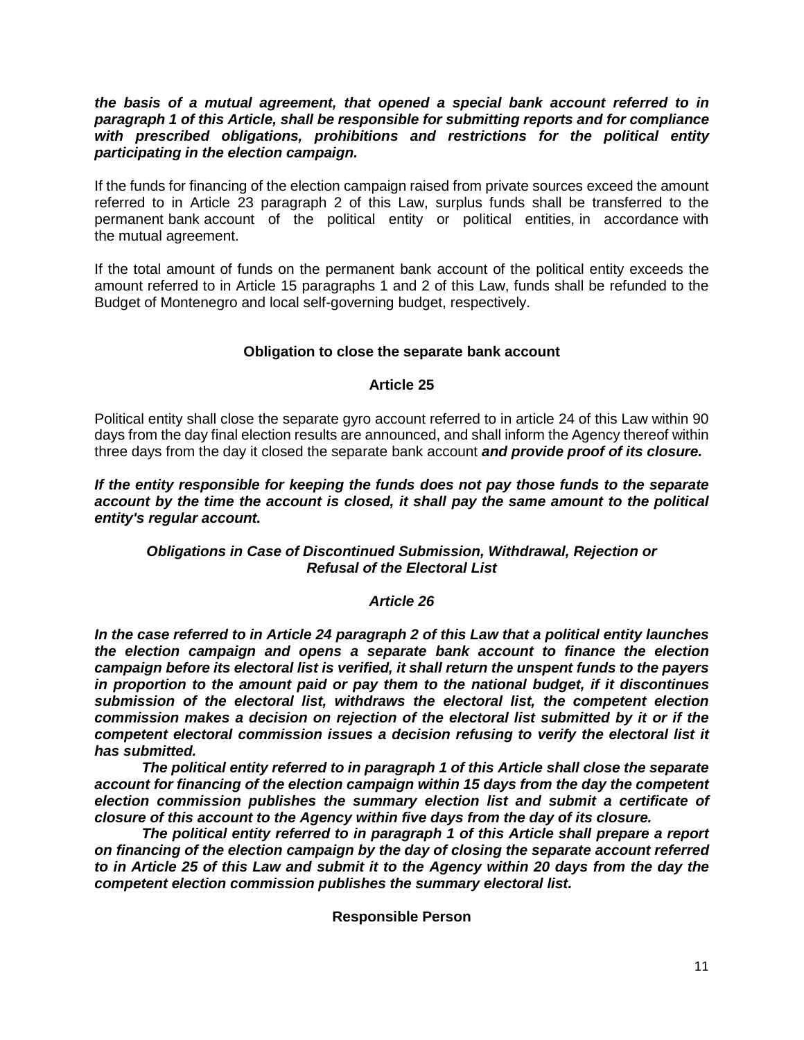***the basis of a mutual agreement, that opened a special bank account referred to in paragraph 1 of this Article, shall be responsible for submitting reports and for compliance with prescribed obligations, prohibitions and restrictions for the political entity participating in the election campaign.***

If the funds for financing of the election campaign raised from private sources exceed the amount referred to in Article 23 paragraph 2 of this Law, surplus funds shall be transferred to the permanent bank account of the political entity or political entities, in accordance with the mutual agreement.

If the total amount of funds on the permanent bank account of the political entity exceeds the amount referred to in Article 15 paragraphs 1 and 2 of this Law, funds shall be refunded to the Budget of Montenegro and local self-governing budget, respectively.

**Obligation to close the separate bank account**

**Article 25**

Political entity shall close the separate gyro account referred to in article 24 of this Law within 90 days from the day final election results are announced, and shall inform the Agency thereof within three days from the day it closed the separate bank account ***and provide proof of its closure.***

***If the entity responsible for keeping the funds does not pay those funds to the separate account by the time the account is closed, it shall pay the same amount to the political entity's regular account.***

***Obligations in Case of Discontinued Submission, Withdrawal, Rejection or Refusal of the Electoral List***

***Article 26***

***In the case referred to in Article 24 paragraph 2 of this Law that a political entity launches the election campaign and opens a separate bank account to finance the election campaign before its electoral list is verified, it shall return the unspent funds to the payers in proportion to the amount paid or pay them to the national budget, if it discontinues submission of the electoral list, withdraws the electoral list, the competent election commission makes a decision on rejection of the electoral list submitted by it or if the competent electoral commission issues a decision refusing to verify the electoral list it has submitted.***

***The political entity referred to in paragraph 1 of this Article shall close the separate account for financing of the election campaign within 15 days from the day the competent election commission publishes the summary election list and submit a certificate of closure of this account to the Agency within five days from the day of its closure.***

***The political entity referred to in paragraph 1 of this Article shall prepare a report on financing of the election campaign by the day of closing the separate account referred to in Article 25 of this Law and submit it to the Agency within 20 days from the day the competent election commission publishes the summary electoral list.***

**Responsible Person**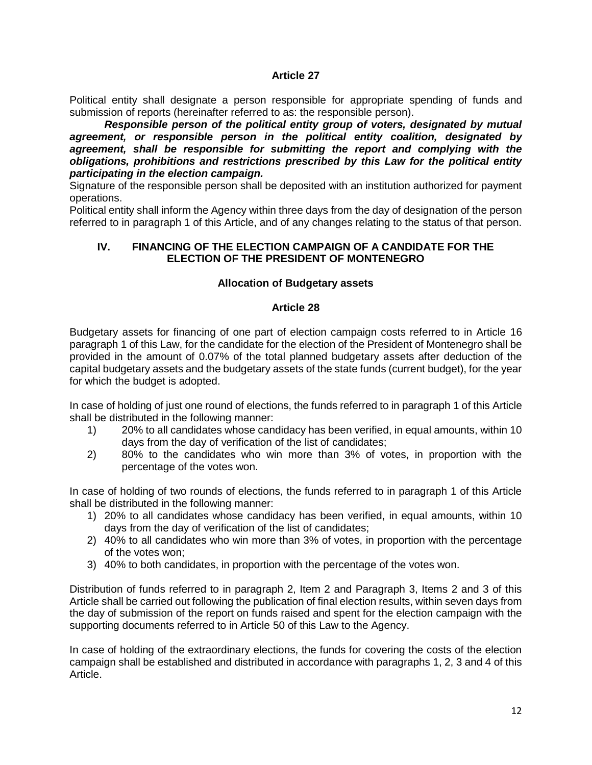### Article 27

Political entity shall designate a person responsible for appropriate spending of funds and submission of reports (hereinafter referred to as: the responsible person).

***Responsible person of the political entity group of voters, designated by mutual agreement, or responsible person in the political entity coalition, designated by agreement, shall be responsible for submitting the report and complying with the obligations, prohibitions and restrictions prescribed by this Law for the political entity participating in the election campaign.***

Signature of the responsible person shall be deposited with an institution authorized for payment operations.

Political entity shall inform the Agency within three days from the day of designation of the person referred to in paragraph 1 of this Article, and of any changes relating to the status of that person.

## IV. FINANCING OF THE ELECTION CAMPAIGN OF A CANDIDATE FOR THE ELECTION OF THE PRESIDENT OF MONTENEGRO

### Allocation of Budgetary assets

### Article 28

Budgetary assets for financing of one part of election campaign costs referred to in Article 16 paragraph 1 of this Law, for the candidate for the election of the President of Montenegro shall be provided in the amount of 0.07% of the total planned budgetary assets after deduction of the capital budgetary assets and the budgetary assets of the state funds (current budget), for the year for which the budget is adopted.

In case of holding of just one round of elections, the funds referred to in paragraph 1 of this Article shall be distributed in the following manner:

1) 20% to all candidates whose candidacy has been verified, in equal amounts, within 10 days from the day of verification of the list of candidates;
2) 80% to the candidates who win more than 3% of votes, in proportion with the percentage of the votes won.

In case of holding of two rounds of elections, the funds referred to in paragraph 1 of this Article shall be distributed in the following manner:

1) 20% to all candidates whose candidacy has been verified, in equal amounts, within 10 days from the day of verification of the list of candidates;
2) 40% to all candidates who win more than 3% of votes, in proportion with the percentage of the votes won;
3) 40% to both candidates, in proportion with the percentage of the votes won.

Distribution of funds referred to in paragraph 2, Item 2 and Paragraph 3, Items 2 and 3 of this Article shall be carried out following the publication of final election results, within seven days from the day of submission of the report on funds raised and spent for the election campaign with the supporting documents referred to in Article 50 of this Law to the Agency.

In case of holding of the extraordinary elections, the funds for covering the costs of the election campaign shall be established and distributed in accordance with paragraphs 1, 2, 3 and 4 of this Article.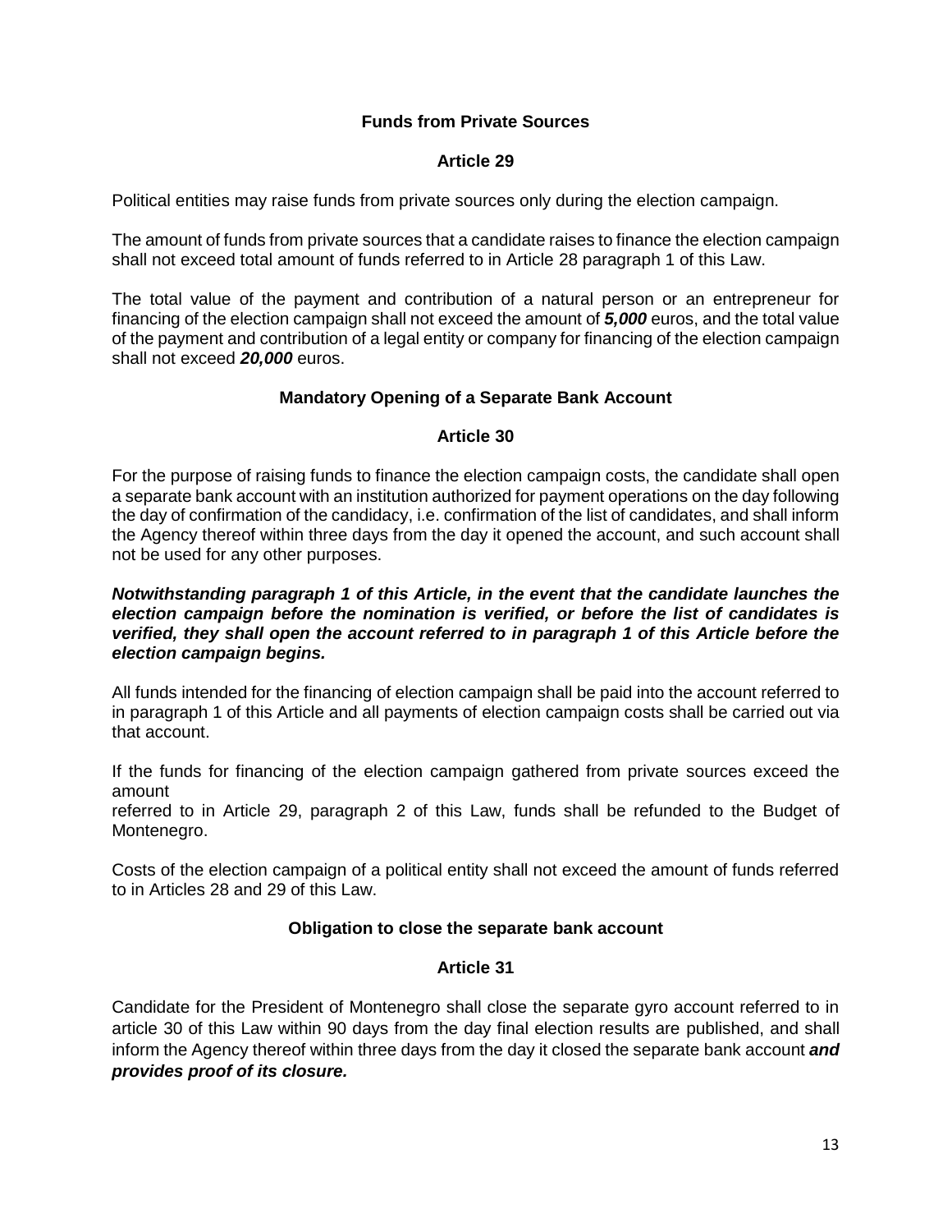**Funds from Private Sources**

**Article 29**

Political entities may raise funds from private sources only during the election campaign.

The amount of funds from private sources that a candidate raises to finance the election campaign shall not exceed total amount of funds referred to in Article 28 paragraph 1 of this Law.

The total value of the payment and contribution of a natural person or an entrepreneur for financing of the election campaign shall not exceed the amount of ***5,000*** euros, and the total value of the payment and contribution of a legal entity or company for financing of the election campaign shall not exceed ***20,000*** euros.

**Mandatory Opening of a Separate Bank Account**

**Article 30**

For the purpose of raising funds to finance the election campaign costs, the candidate shall open a separate bank account with an institution authorized for payment operations on the day following the day of confirmation of the candidacy, i.e. confirmation of the list of candidates, and shall inform the Agency thereof within three days from the day it opened the account, and such account shall not be used for any other purposes.

***Notwithstanding paragraph 1 of this Article, in the event that the candidate launches the election campaign before the nomination is verified, or before the list of candidates is verified, they shall open the account referred to in paragraph 1 of this Article before the election campaign begins.***

All funds intended for the financing of election campaign shall be paid into the account referred to in paragraph 1 of this Article and all payments of election campaign costs shall be carried out via that account.

If the funds for financing of the election campaign gathered from private sources exceed the amount
referred to in Article 29, paragraph 2 of this Law, funds shall be refunded to the Budget of Montenegro.

Costs of the election campaign of a political entity shall not exceed the amount of funds referred to in Articles 28 and 29 of this Law.

**Obligation to close the separate bank account**

**Article 31**

Candidate for the President of Montenegro shall close the separate gyro account referred to in article 30 of this Law within 90 days from the day final election results are published, and shall inform the Agency thereof within three days from the day it closed the separate bank account ***and provides proof of its closure.***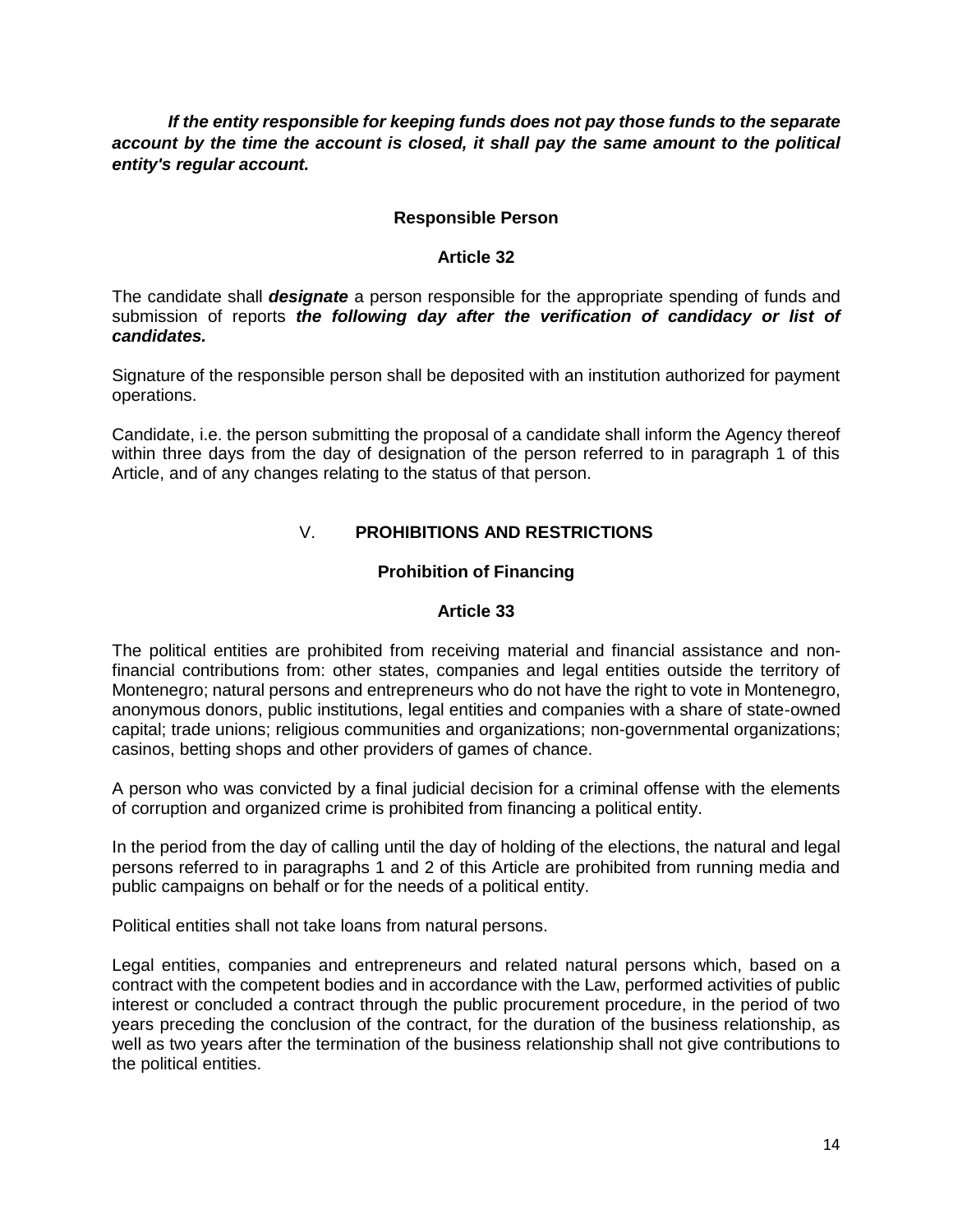***If the entity responsible for keeping funds does not pay those funds to the separate account by the time the account is closed, it shall pay the same amount to the political entity's regular account.***

**Responsible Person**

**Article 32**

The candidate shall ***designate*** a person responsible for the appropriate spending of funds and submission of reports ***the following day after the verification of candidacy or list of candidates.***

Signature of the responsible person shall be deposited with an institution authorized for payment operations.

Candidate, i.e. the person submitting the proposal of a candidate shall inform the Agency thereof within three days from the day of designation of the person referred to in paragraph 1 of this Article, and of any changes relating to the status of that person.

## V. PROHIBITIONS AND RESTRICTIONS

**Prohibition of Financing**

**Article 33**

The political entities are prohibited from receiving material and financial assistance and non-financial contributions from: other states, companies and legal entities outside the territory of Montenegro; natural persons and entrepreneurs who do not have the right to vote in Montenegro, anonymous donors, public institutions, legal entities and companies with a share of state-owned capital; trade unions; religious communities and organizations; non-governmental organizations; casinos, betting shops and other providers of games of chance.

A person who was convicted by a final judicial decision for a criminal offense with the elements of corruption and organized crime is prohibited from financing a political entity.

In the period from the day of calling until the day of holding of the elections, the natural and legal persons referred to in paragraphs 1 and 2 of this Article are prohibited from running media and public campaigns on behalf or for the needs of a political entity.

Political entities shall not take loans from natural persons.

Legal entities, companies and entrepreneurs and related natural persons which, based on a contract with the competent bodies and in accordance with the Law, performed activities of public interest or concluded a contract through the public procurement procedure, in the period of two years preceding the conclusion of the contract, for the duration of the business relationship, as well as two years after the termination of the business relationship shall not give contributions to the political entities.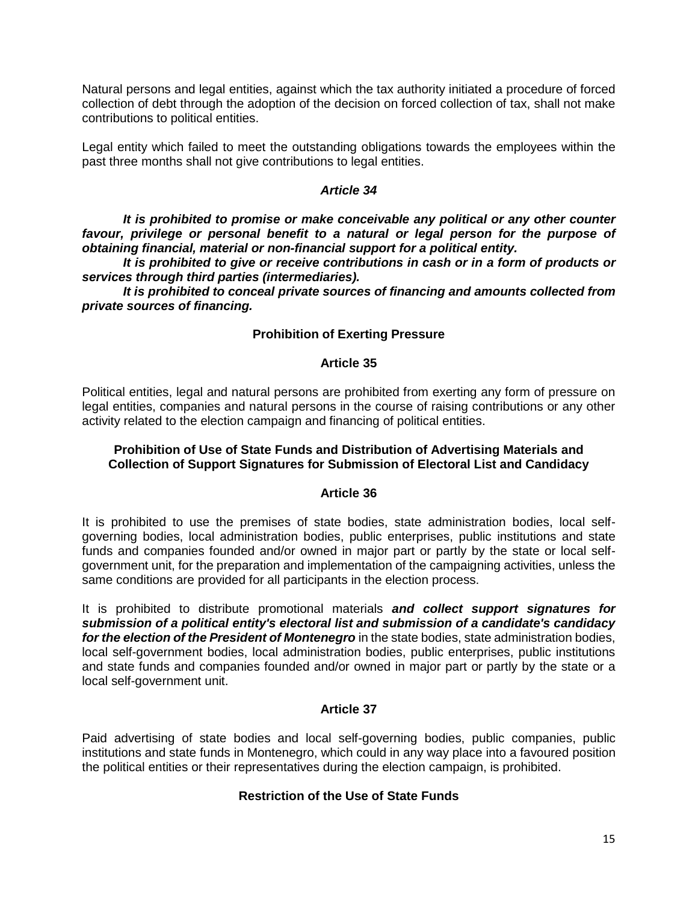Natural persons and legal entities, against which the tax authority initiated a procedure of forced collection of debt through the adoption of the decision on forced collection of tax, shall not make contributions to political entities.

Legal entity which failed to meet the outstanding obligations towards the employees within the past three months shall not give contributions to legal entities.

### *Article 34*

***It is prohibited to promise or make conceivable any political or any other counter favour, privilege or personal benefit to a natural or legal person for the purpose of obtaining financial, material or non-financial support for a political entity.***

***It is prohibited to give or receive contributions in cash or in a form of products or services through third parties (intermediaries).***

***It is prohibited to conceal private sources of financing and amounts collected from private sources of financing.***

### Prohibition of Exerting Pressure

### Article 35

Political entities, legal and natural persons are prohibited from exerting any form of pressure on legal entities, companies and natural persons in the course of raising contributions or any other activity related to the election campaign and financing of political entities.

### Prohibition of Use of State Funds and Distribution of Advertising Materials and Collection of Support Signatures for Submission of Electoral List and Candidacy

### Article 36

It is prohibited to use the premises of state bodies, state administration bodies, local self-governing bodies, local administration bodies, public enterprises, public institutions and state funds and companies founded and/or owned in major part or partly by the state or local self-government unit, for the preparation and implementation of the campaigning activities, unless the same conditions are provided for all participants in the election process.

It is prohibited to distribute promotional materials ***and collect support signatures for submission of a political entity's electoral list and submission of a candidate's candidacy for the election of the President of Montenegro*** in the state bodies, state administration bodies, local self-government bodies, local administration bodies, public enterprises, public institutions and state funds and companies founded and/or owned in major part or partly by the state or a local self-government unit.

### Article 37

Paid advertising of state bodies and local self-governing bodies, public companies, public institutions and state funds in Montenegro, which could in any way place into a favoured position the political entities or their representatives during the election campaign, is prohibited.

### Restriction of the Use of State Funds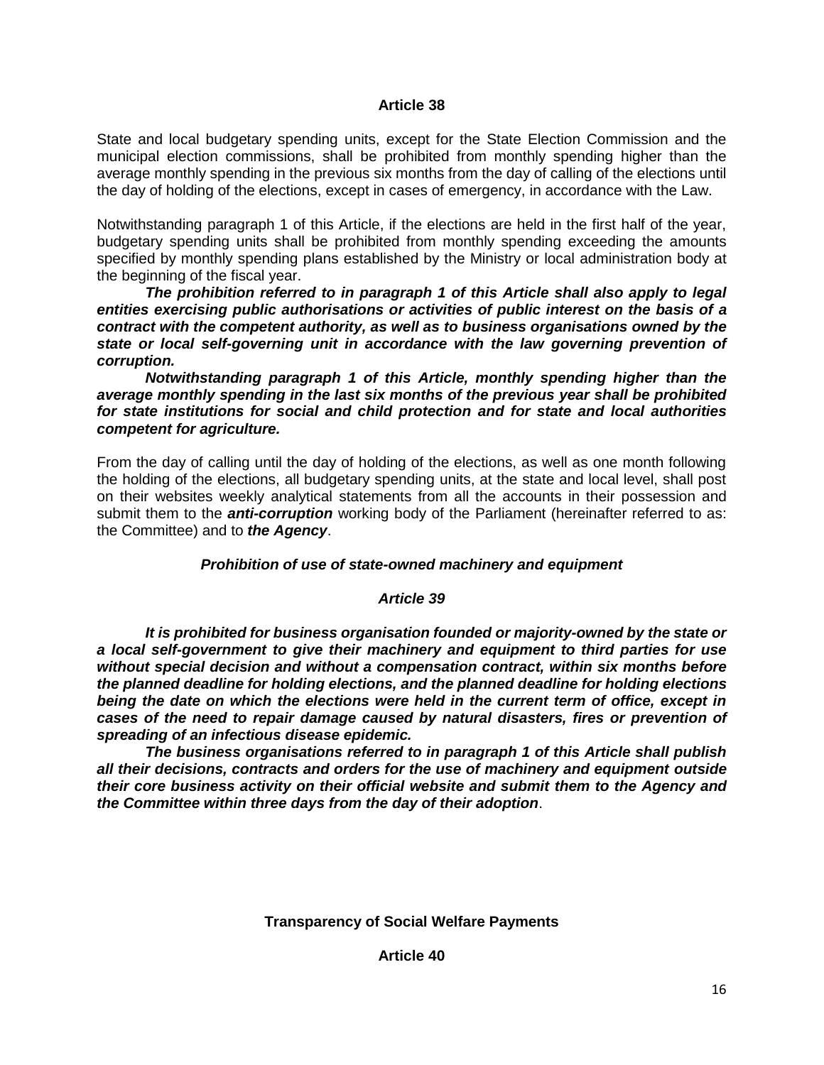**Article 38**

State and local budgetary spending units, except for the State Election Commission and the municipal election commissions, shall be prohibited from monthly spending higher than the average monthly spending in the previous six months from the day of calling of the elections until the day of holding of the elections, except in cases of emergency, in accordance with the Law.

Notwithstanding paragraph 1 of this Article, if the elections are held in the first half of the year, budgetary spending units shall be prohibited from monthly spending exceeding the amounts specified by monthly spending plans established by the Ministry or local administration body at the beginning of the fiscal year.

***The prohibition referred to in paragraph 1 of this Article shall also apply to legal entities exercising public authorisations or activities of public interest on the basis of a contract with the competent authority, as well as to business organisations owned by the state or local self-governing unit in accordance with the law governing prevention of corruption.***

***Notwithstanding paragraph 1 of this Article, monthly spending higher than the average monthly spending in the last six months of the previous year shall be prohibited for state institutions for social and child protection and for state and local authorities competent for agriculture.***

From the day of calling until the day of holding of the elections, as well as one month following the holding of the elections, all budgetary spending units, at the state and local level, shall post on their websites weekly analytical statements from all the accounts in their possession and submit them to the ***anti-corruption*** working body of the Parliament (hereinafter referred to as: the Committee) and to ***the Agency***.

***Prohibition of use of state-owned machinery and equipment***

***Article 39***

***It is prohibited for business organisation founded or majority-owned by the state or a local self-government to give their machinery and equipment to third parties for use without special decision and without a compensation contract, within six months before the planned deadline for holding elections, and the planned deadline for holding elections being the date on which the elections were held in the current term of office, except in cases of the need to repair damage caused by natural disasters, fires or prevention of spreading of an infectious disease epidemic.***

***The business organisations referred to in paragraph 1 of this Article shall publish all their decisions, contracts and orders for the use of machinery and equipment outside their core business activity on their official website and submit them to the Agency and the Committee within three days from the day of their adoption***.

**Transparency of Social Welfare Payments**

**Article 40**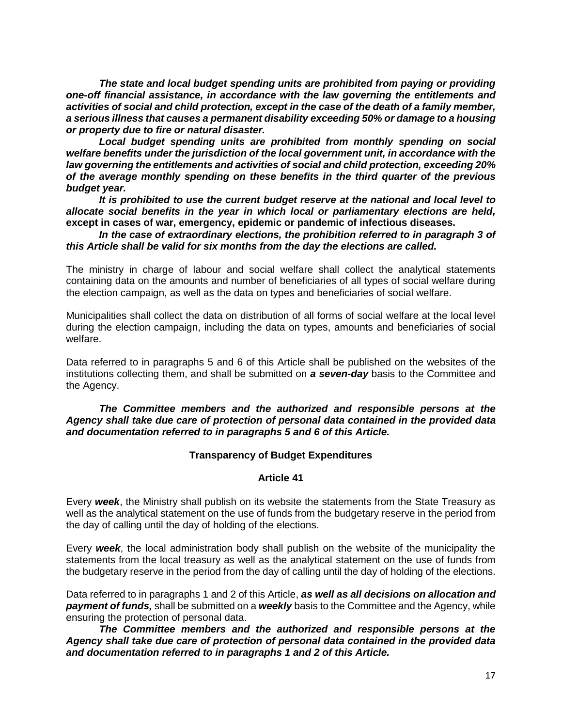***The state and local budget spending units are prohibited from paying or providing one-off financial assistance, in accordance with the law governing the entitlements and activities of social and child protection, except in the case of the death of a family member, a serious illness that causes a permanent disability exceeding 50% or damage to a housing or property due to fire or natural disaster.***

***Local budget spending units are prohibited from monthly spending on social welfare benefits under the jurisdiction of the local government unit, in accordance with the law governing the entitlements and activities of social and child protection, exceeding 20% of the average monthly spending on these benefits in the third quarter of the previous budget year.***

***It is prohibited to use the current budget reserve at the national and local level to allocate social benefits in the year in which local or parliamentary elections are held,* except in cases of war, emergency, epidemic or pandemic of infectious diseases.**

***In the case of extraordinary elections, the prohibition referred to in paragraph 3 of this Article shall be valid for six months from the day the elections are called.***

The ministry in charge of labour and social welfare shall collect the analytical statements containing data on the amounts and number of beneficiaries of all types of social welfare during the election campaign, as well as the data on types and beneficiaries of social welfare.

Municipalities shall collect the data on distribution of all forms of social welfare at the local level during the election campaign, including the data on types, amounts and beneficiaries of social welfare.

Data referred to in paragraphs 5 and 6 of this Article shall be published on the websites of the institutions collecting them, and shall be submitted on ***a seven-day*** basis to the Committee and the Agency.

***The Committee members and the authorized and responsible persons at the Agency shall take due care of protection of personal data contained in the provided data and documentation referred to in paragraphs 5 and 6 of this Article.***

**Transparency of Budget Expenditures**

**Article 41**

Every ***week***, the Ministry shall publish on its website the statements from the State Treasury as well as the analytical statement on the use of funds from the budgetary reserve in the period from the day of calling until the day of holding of the elections.

Every ***week***, the local administration body shall publish on the website of the municipality the statements from the local treasury as well as the analytical statement on the use of funds from the budgetary reserve in the period from the day of calling until the day of holding of the elections.

Data referred to in paragraphs 1 and 2 of this Article, ***as well as all decisions on allocation and payment of funds,*** shall be submitted on a ***weekly*** basis to the Committee and the Agency, while ensuring the protection of personal data.

***The Committee members and the authorized and responsible persons at the Agency shall take due care of protection of personal data contained in the provided data and documentation referred to in paragraphs 1 and 2 of this Article.***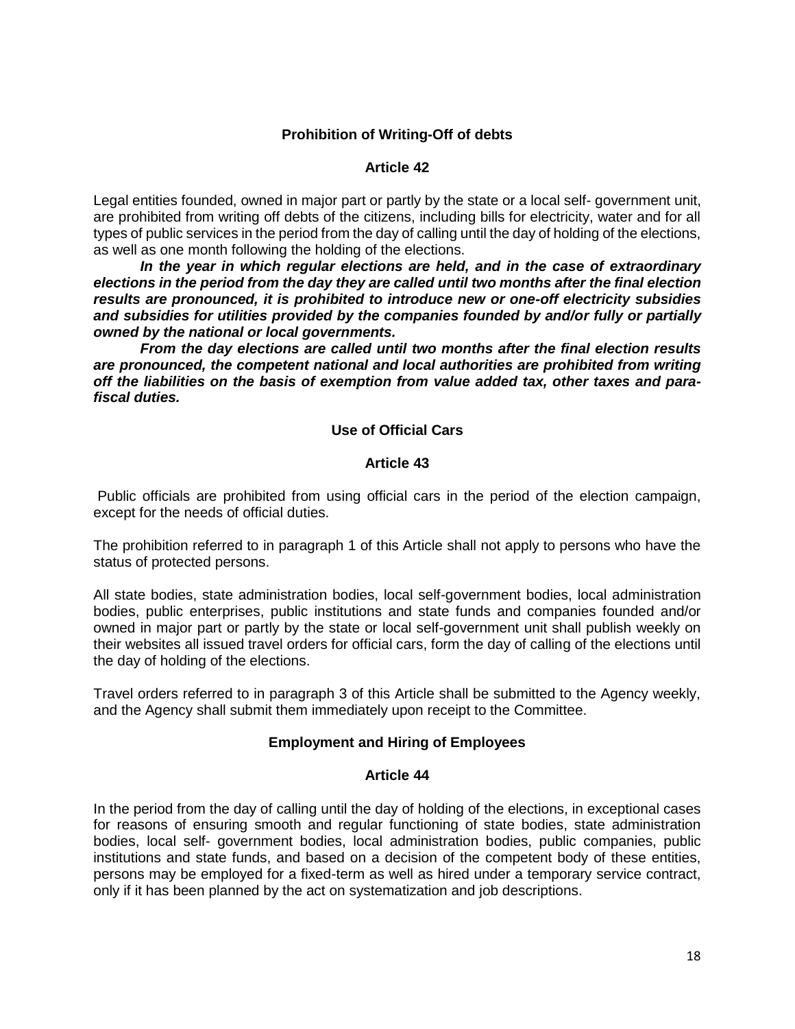### Prohibition of Writing-Off of debts

### Article 42

Legal entities founded, owned in major part or partly by the state or a local self- government unit, are prohibited from writing off debts of the citizens, including bills for electricity, water and for all types of public services in the period from the day of calling until the day of holding of the elections, as well as one month following the holding of the elections.

***In the year in which regular elections are held, and in the case of extraordinary elections in the period from the day they are called until two months after the final election results are pronounced, it is prohibited to introduce new or one-off electricity subsidies and subsidies for utilities provided by the companies founded by and/or fully or partially owned by the national or local governments.***

***From the day elections are called until two months after the final election results are pronounced, the competent national and local authorities are prohibited from writing off the liabilities on the basis of exemption from value added tax, other taxes and para-fiscal duties.***

### Use of Official Cars

### Article 43

Public officials are prohibited from using official cars in the period of the election campaign, except for the needs of official duties.

The prohibition referred to in paragraph 1 of this Article shall not apply to persons who have the status of protected persons.

All state bodies, state administration bodies, local self-government bodies, local administration bodies, public enterprises, public institutions and state funds and companies founded and/or owned in major part or partly by the state or local self-government unit shall publish weekly on their websites all issued travel orders for official cars, form the day of calling of the elections until the day of holding of the elections.

Travel orders referred to in paragraph 3 of this Article shall be submitted to the Agency weekly, and the Agency shall submit them immediately upon receipt to the Committee.

### Employment and Hiring of Employees

### Article 44

In the period from the day of calling until the day of holding of the elections, in exceptional cases for reasons of ensuring smooth and regular functioning of state bodies, state administration bodies, local self- government bodies, local administration bodies, public companies, public institutions and state funds, and based on a decision of the competent body of these entities, persons may be employed for a fixed-term as well as hired under a temporary service contract, only if it has been planned by the act on systematization and job descriptions.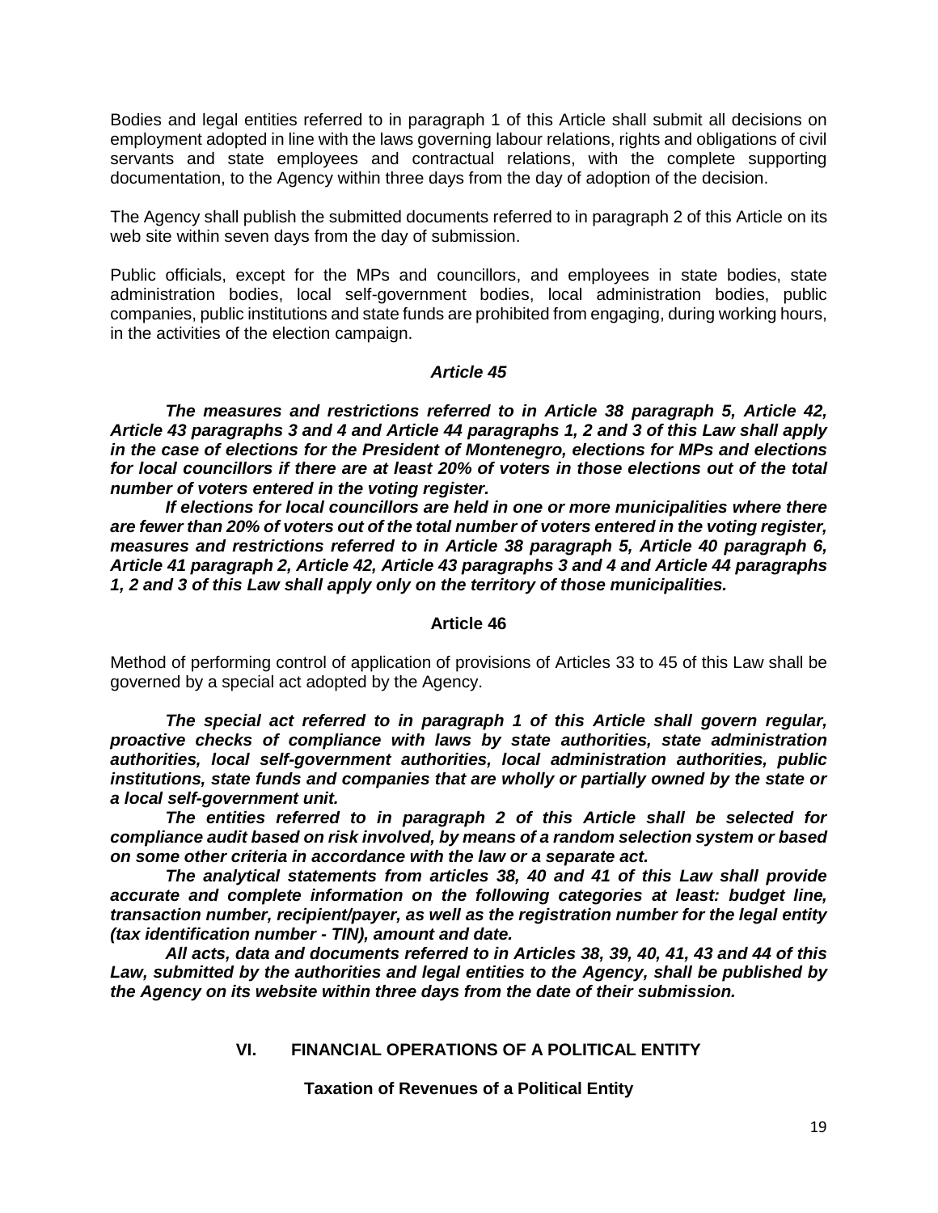Bodies and legal entities referred to in paragraph 1 of this Article shall submit all decisions on employment adopted in line with the laws governing labour relations, rights and obligations of civil servants and state employees and contractual relations, with the complete supporting documentation, to the Agency within three days from the day of adoption of the decision.

The Agency shall publish the submitted documents referred to in paragraph 2 of this Article on its web site within seven days from the day of submission.

Public officials, except for the MPs and councillors, and employees in state bodies, state administration bodies, local self-government bodies, local administration bodies, public companies, public institutions and state funds are prohibited from engaging, during working hours, in the activities of the election campaign.

### *Article 45*

***The measures and restrictions referred to in Article 38 paragraph 5, Article 42, Article 43 paragraphs 3 and 4 and Article 44 paragraphs 1, 2 and 3 of this Law shall apply in the case of elections for the President of Montenegro, elections for MPs and elections for local councillors if there are at least 20% of voters in those elections out of the total number of voters entered in the voting register.***

***If elections for local councillors are held in one or more municipalities where there are fewer than 20% of voters out of the total number of voters entered in the voting register, measures and restrictions referred to in Article 38 paragraph 5, Article 40 paragraph 6, Article 41 paragraph 2, Article 42, Article 43 paragraphs 3 and 4 and Article 44 paragraphs 1, 2 and 3 of this Law shall apply only on the territory of those municipalities.***

### Article 46

Method of performing control of application of provisions of Articles 33 to 45 of this Law shall be governed by a special act adopted by the Agency.

***The special act referred to in paragraph 1 of this Article shall govern regular, proactive checks of compliance with laws by state authorities, state administration authorities, local self-government authorities, local administration authorities, public institutions, state funds and companies that are wholly or partially owned by the state or a local self-government unit.***

***The entities referred to in paragraph 2 of this Article shall be selected for compliance audit based on risk involved, by means of a random selection system or based on some other criteria in accordance with the law or a separate act.***

***The analytical statements from articles 38, 40 and 41 of this Law shall provide accurate and complete information on the following categories at least: budget line, transaction number, recipient/payer, as well as the registration number for the legal entity (tax identification number - TIN), amount and date.***

***All acts, data and documents referred to in Articles 38, 39, 40, 41, 43 and 44 of this Law, submitted by the authorities and legal entities to the Agency, shall be published by the Agency on its website within three days from the date of their submission.***

## VI. FINANCIAL OPERATIONS OF A POLITICAL ENTITY

### Taxation of Revenues of a Political Entity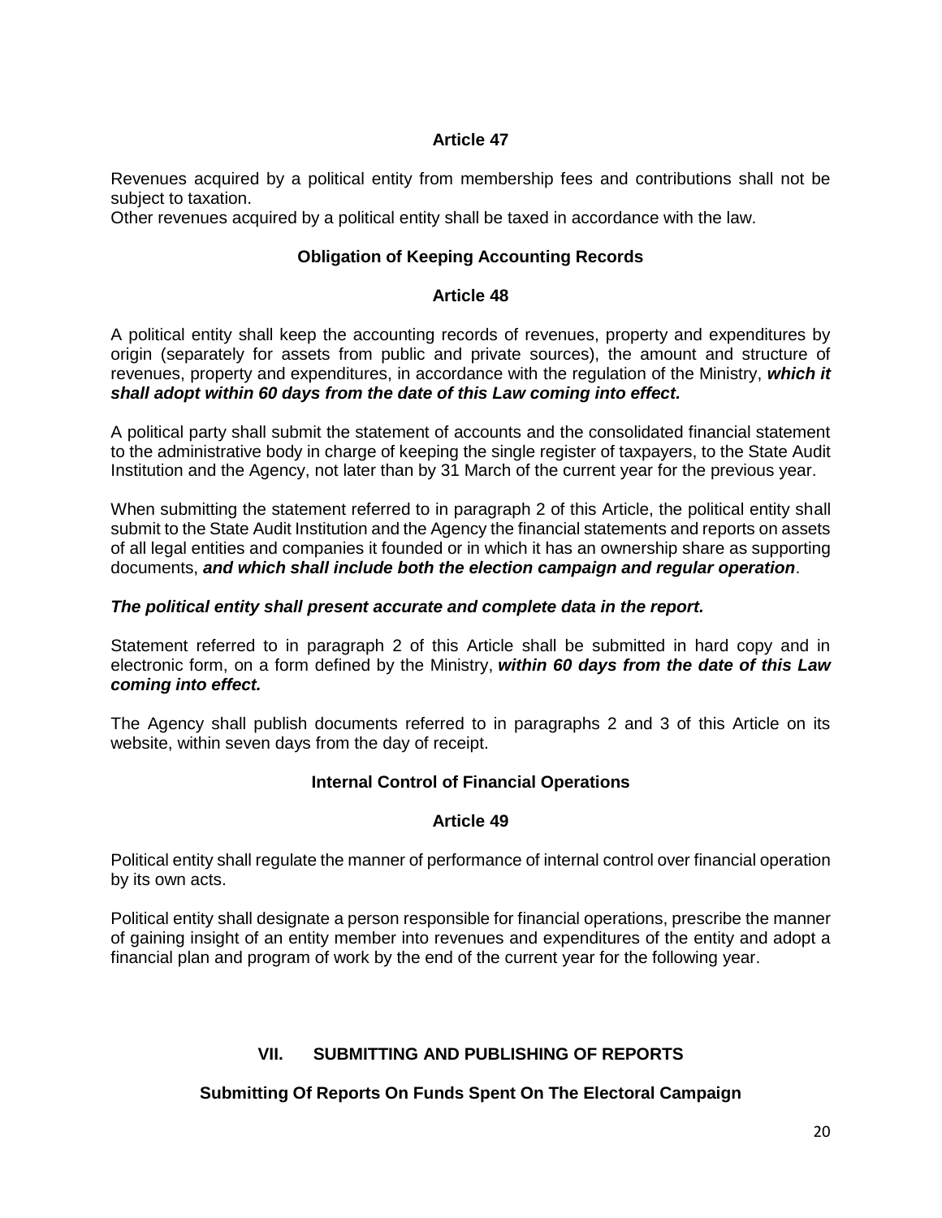### Article 47

Revenues acquired by a political entity from membership fees and contributions shall not be subject to taxation.
Other revenues acquired by a political entity shall be taxed in accordance with the law.

### Obligation of Keeping Accounting Records

### Article 48

A political entity shall keep the accounting records of revenues, property and expenditures by origin (separately for assets from public and private sources), the amount and structure of revenues, property and expenditures, in accordance with the regulation of the Ministry, ***which it shall adopt within 60 days from the date of this Law coming into effect.***

A political party shall submit the statement of accounts and the consolidated financial statement to the administrative body in charge of keeping the single register of taxpayers, to the State Audit Institution and the Agency, not later than by 31 March of the current year for the previous year.

When submitting the statement referred to in paragraph 2 of this Article, the political entity shall submit to the State Audit Institution and the Agency the financial statements and reports on assets of all legal entities and companies it founded or in which it has an ownership share as supporting documents, ***and which shall include both the election campaign and regular operation***.

***The political entity shall present accurate and complete data in the report.***

Statement referred to in paragraph 2 of this Article shall be submitted in hard copy and in electronic form, on a form defined by the Ministry, ***within 60 days from the date of this Law coming into effect.***

The Agency shall publish documents referred to in paragraphs 2 and 3 of this Article on its website, within seven days from the day of receipt.

### Internal Control of Financial Operations

### Article 49

Political entity shall regulate the manner of performance of internal control over financial operation by its own acts.

Political entity shall designate a person responsible for financial operations, prescribe the manner of gaining insight of an entity member into revenues and expenditures of the entity and adopt a financial plan and program of work by the end of the current year for the following year.

## VII. SUBMITTING AND PUBLISHING OF REPORTS

### Submitting Of Reports On Funds Spent On The Electoral Campaign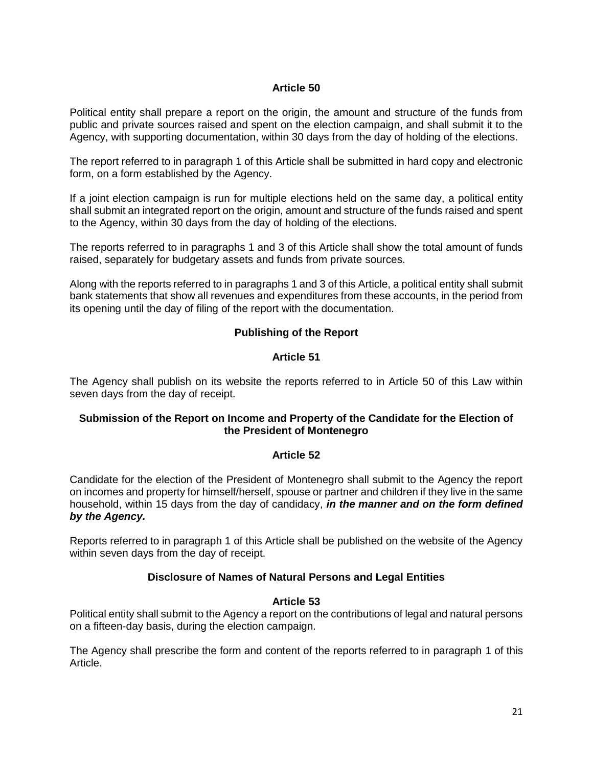### Article 50

Political entity shall prepare a report on the origin, the amount and structure of the funds from public and private sources raised and spent on the election campaign, and shall submit it to the Agency, with supporting documentation, within 30 days from the day of holding of the elections.

The report referred to in paragraph 1 of this Article shall be submitted in hard copy and electronic form, on a form established by the Agency.

If a joint election campaign is run for multiple elections held on the same day, a political entity shall submit an integrated report on the origin, amount and structure of the funds raised and spent to the Agency, within 30 days from the day of holding of the elections.

The reports referred to in paragraphs 1 and 3 of this Article shall show the total amount of funds raised, separately for budgetary assets and funds from private sources.

Along with the reports referred to in paragraphs 1 and 3 of this Article, a political entity shall submit bank statements that show all revenues and expenditures from these accounts, in the period from its opening until the day of filing of the report with the documentation.

### Publishing of the Report

### Article 51

The Agency shall publish on its website the reports referred to in Article 50 of this Law within seven days from the day of receipt.

### Submission of the Report on Income and Property of the Candidate for the Election of the President of Montenegro

### Article 52

Candidate for the election of the President of Montenegro shall submit to the Agency the report on incomes and property for himself/herself, spouse or partner and children if they live in the same household, within 15 days from the day of candidacy, ***in the manner and on the form defined by the Agency.***

Reports referred to in paragraph 1 of this Article shall be published on the website of the Agency within seven days from the day of receipt.

### Disclosure of Names of Natural Persons and Legal Entities

### Article 53

Political entity shall submit to the Agency a report on the contributions of legal and natural persons on a fifteen-day basis, during the election campaign.

The Agency shall prescribe the form and content of the reports referred to in paragraph 1 of this Article.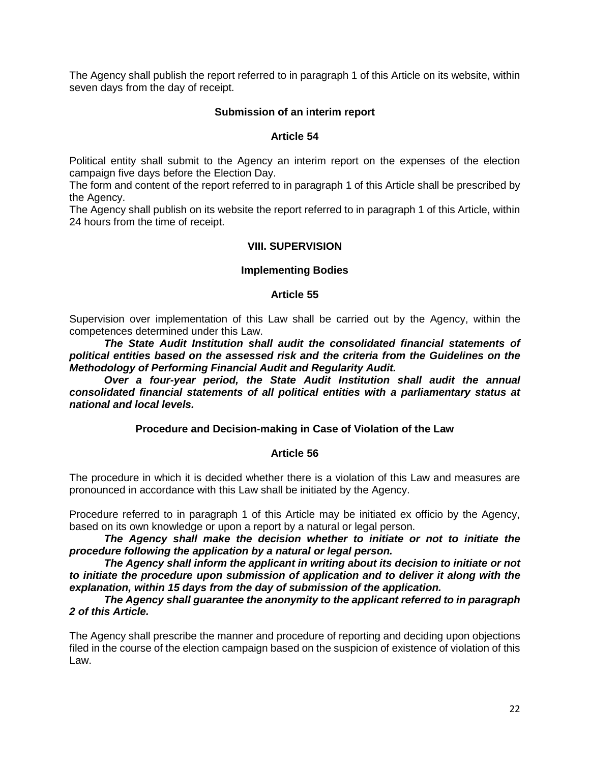The Agency shall publish the report referred to in paragraph 1 of this Article on its website, within seven days from the day of receipt.

**Submission of an interim report**

**Article 54**

Political entity shall submit to the Agency an interim report on the expenses of the election campaign five days before the Election Day.

The form and content of the report referred to in paragraph 1 of this Article shall be prescribed by the Agency.

The Agency shall publish on its website the report referred to in paragraph 1 of this Article, within 24 hours from the time of receipt.

## VIII. SUPERVISION

**Implementing Bodies**

**Article 55**

Supervision over implementation of this Law shall be carried out by the Agency, within the competences determined under this Law.

***The State Audit Institution shall audit the consolidated financial statements of political entities based on the assessed risk and the criteria from the Guidelines on the Methodology of Performing Financial Audit and Regularity Audit.***

***Over a four-year period, the State Audit Institution shall audit the annual consolidated financial statements of all political entities with a parliamentary status at national and local levels.***

**Procedure and Decision-making in Case of Violation of the Law**

**Article 56**

The procedure in which it is decided whether there is a violation of this Law and measures are pronounced in accordance with this Law shall be initiated by the Agency.

Procedure referred to in paragraph 1 of this Article may be initiated ex officio by the Agency, based on its own knowledge or upon a report by a natural or legal person.

***The Agency shall make the decision whether to initiate or not to initiate the procedure following the application by a natural or legal person.***

***The Agency shall inform the applicant in writing about its decision to initiate or not to initiate the procedure upon submission of application and to deliver it along with the explanation, within 15 days from the day of submission of the application.***

***The Agency shall guarantee the anonymity to the applicant referred to in paragraph 2 of this Article.***

The Agency shall prescribe the manner and procedure of reporting and deciding upon objections filed in the course of the election campaign based on the suspicion of existence of violation of this Law.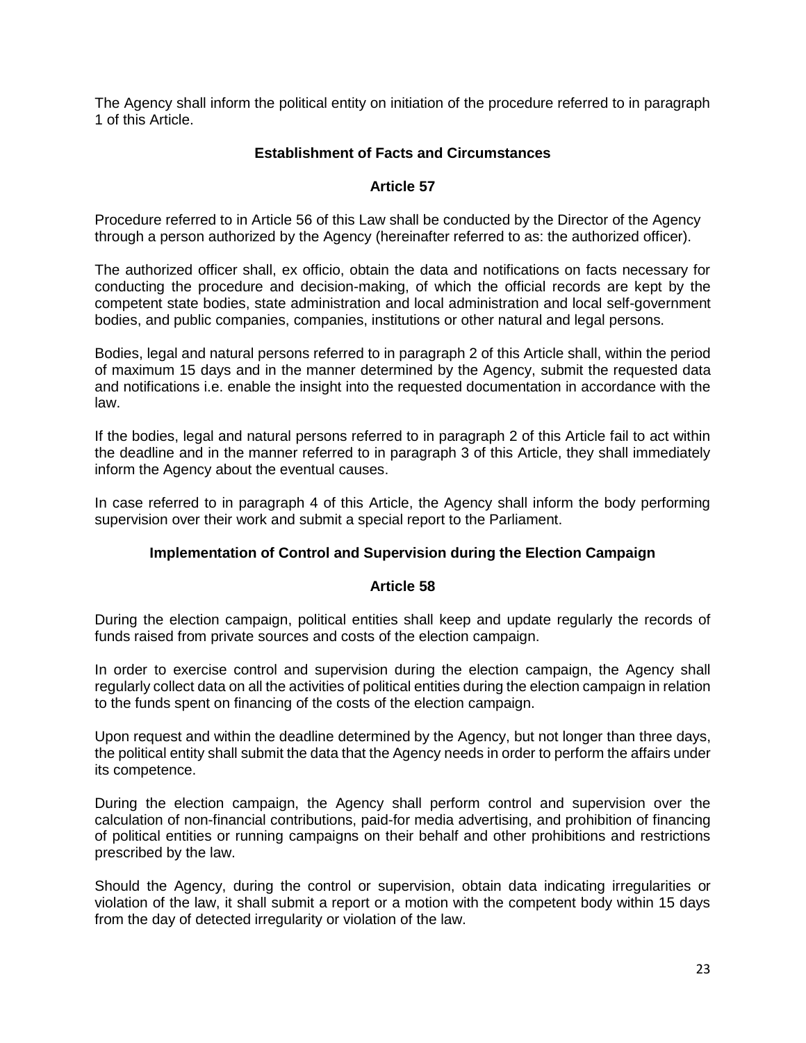The Agency shall inform the political entity on initiation of the procedure referred to in paragraph 1 of this Article.

### Establishment of Facts and Circumstances

### Article 57

Procedure referred to in Article 56 of this Law shall be conducted by the Director of the Agency through a person authorized by the Agency (hereinafter referred to as: the authorized officer).

The authorized officer shall, ex officio, obtain the data and notifications on facts necessary for conducting the procedure and decision-making, of which the official records are kept by the competent state bodies, state administration and local administration and local self-government bodies, and public companies, companies, institutions or other natural and legal persons.

Bodies, legal and natural persons referred to in paragraph 2 of this Article shall, within the period of maximum 15 days and in the manner determined by the Agency, submit the requested data and notifications i.e. enable the insight into the requested documentation in accordance with the law.

If the bodies, legal and natural persons referred to in paragraph 2 of this Article fail to act within the deadline and in the manner referred to in paragraph 3 of this Article, they shall immediately inform the Agency about the eventual causes.

In case referred to in paragraph 4 of this Article, the Agency shall inform the body performing supervision over their work and submit a special report to the Parliament.

### Implementation of Control and Supervision during the Election Campaign

### Article 58

During the election campaign, political entities shall keep and update regularly the records of funds raised from private sources and costs of the election campaign.

In order to exercise control and supervision during the election campaign, the Agency shall regularly collect data on all the activities of political entities during the election campaign in relation to the funds spent on financing of the costs of the election campaign.

Upon request and within the deadline determined by the Agency, but not longer than three days, the political entity shall submit the data that the Agency needs in order to perform the affairs under its competence.

During the election campaign, the Agency shall perform control and supervision over the calculation of non-financial contributions, paid-for media advertising, and prohibition of financing of political entities or running campaigns on their behalf and other prohibitions and restrictions prescribed by the law.

Should the Agency, during the control or supervision, obtain data indicating irregularities or violation of the law, it shall submit a report or a motion with the competent body within 15 days from the day of detected irregularity or violation of the law.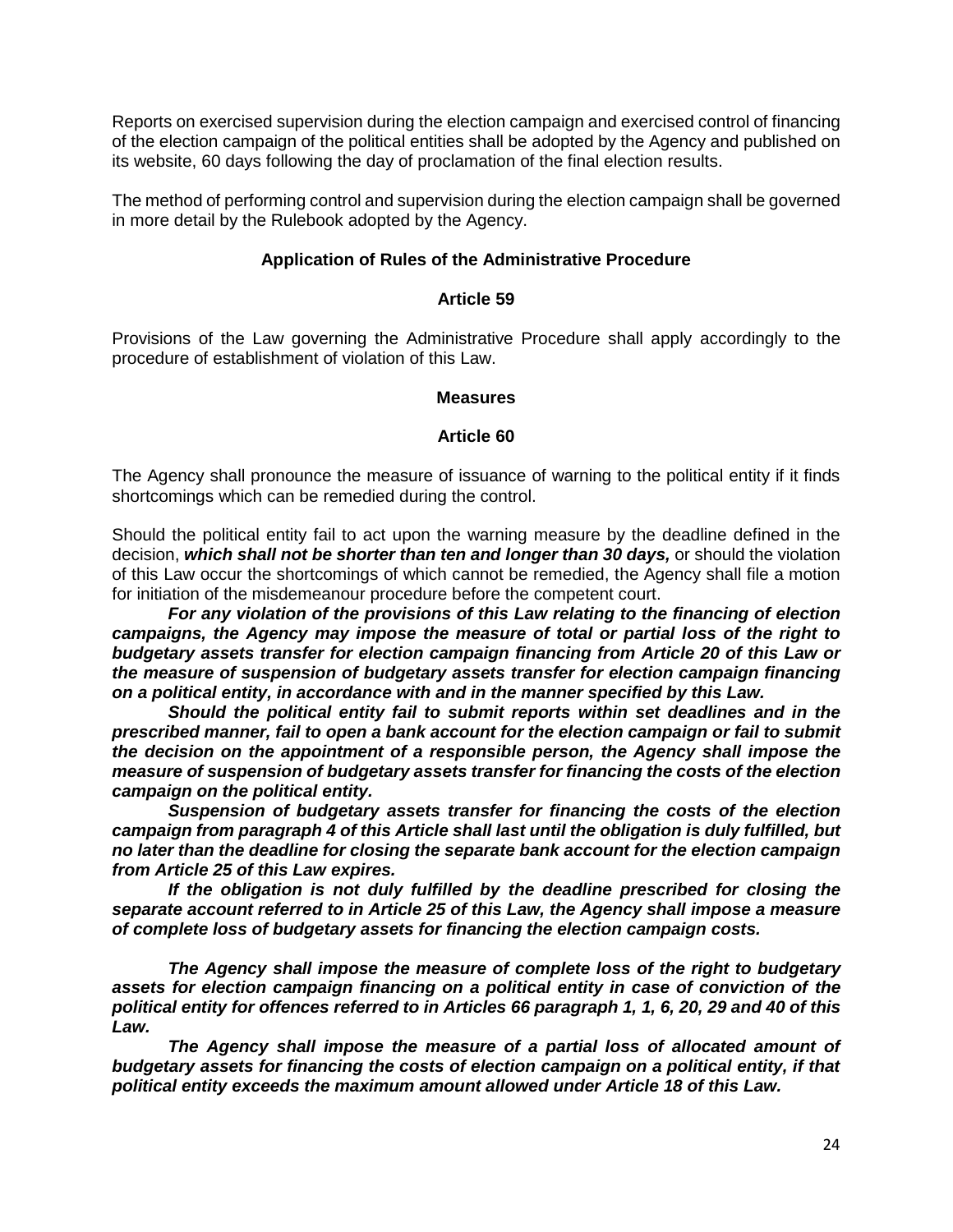Reports on exercised supervision during the election campaign and exercised control of financing of the election campaign of the political entities shall be adopted by the Agency and published on its website, 60 days following the day of proclamation of the final election results.

The method of performing control and supervision during the election campaign shall be governed in more detail by the Rulebook adopted by the Agency.

### Application of Rules of the Administrative Procedure

### Article 59

Provisions of the Law governing the Administrative Procedure shall apply accordingly to the procedure of establishment of violation of this Law.

### Measures

### Article 60

The Agency shall pronounce the measure of issuance of warning to the political entity if it finds shortcomings which can be remedied during the control.

Should the political entity fail to act upon the warning measure by the deadline defined in the decision, ***which shall not be shorter than ten and longer than 30 days,*** or should the violation of this Law occur the shortcomings of which cannot be remedied, the Agency shall file a motion for initiation of the misdemeanour procedure before the competent court.

***For any violation of the provisions of this Law relating to the financing of election campaigns, the Agency may impose the measure of total or partial loss of the right to budgetary assets transfer for election campaign financing from Article 20 of this Law or the measure of suspension of budgetary assets transfer for election campaign financing on a political entity, in accordance with and in the manner specified by this Law.***

***Should the political entity fail to submit reports within set deadlines and in the prescribed manner, fail to open a bank account for the election campaign or fail to submit the decision on the appointment of a responsible person, the Agency shall impose the measure of suspension of budgetary assets transfer for financing the costs of the election campaign on the political entity.***

***Suspension of budgetary assets transfer for financing the costs of the election campaign from paragraph 4 of this Article shall last until the obligation is duly fulfilled, but no later than the deadline for closing the separate bank account for the election campaign from Article 25 of this Law expires.***

***If the obligation is not duly fulfilled by the deadline prescribed for closing the separate account referred to in Article 25 of this Law, the Agency shall impose a measure of complete loss of budgetary assets for financing the election campaign costs.***

***The Agency shall impose the measure of complete loss of the right to budgetary assets for election campaign financing on a political entity in case of conviction of the political entity for offences referred to in Articles 66 paragraph 1, 1, 6, 20, 29 and 40 of this Law.***

***The Agency shall impose the measure of a partial loss of allocated amount of budgetary assets for financing the costs of election campaign on a political entity, if that political entity exceeds the maximum amount allowed under Article 18 of this Law.***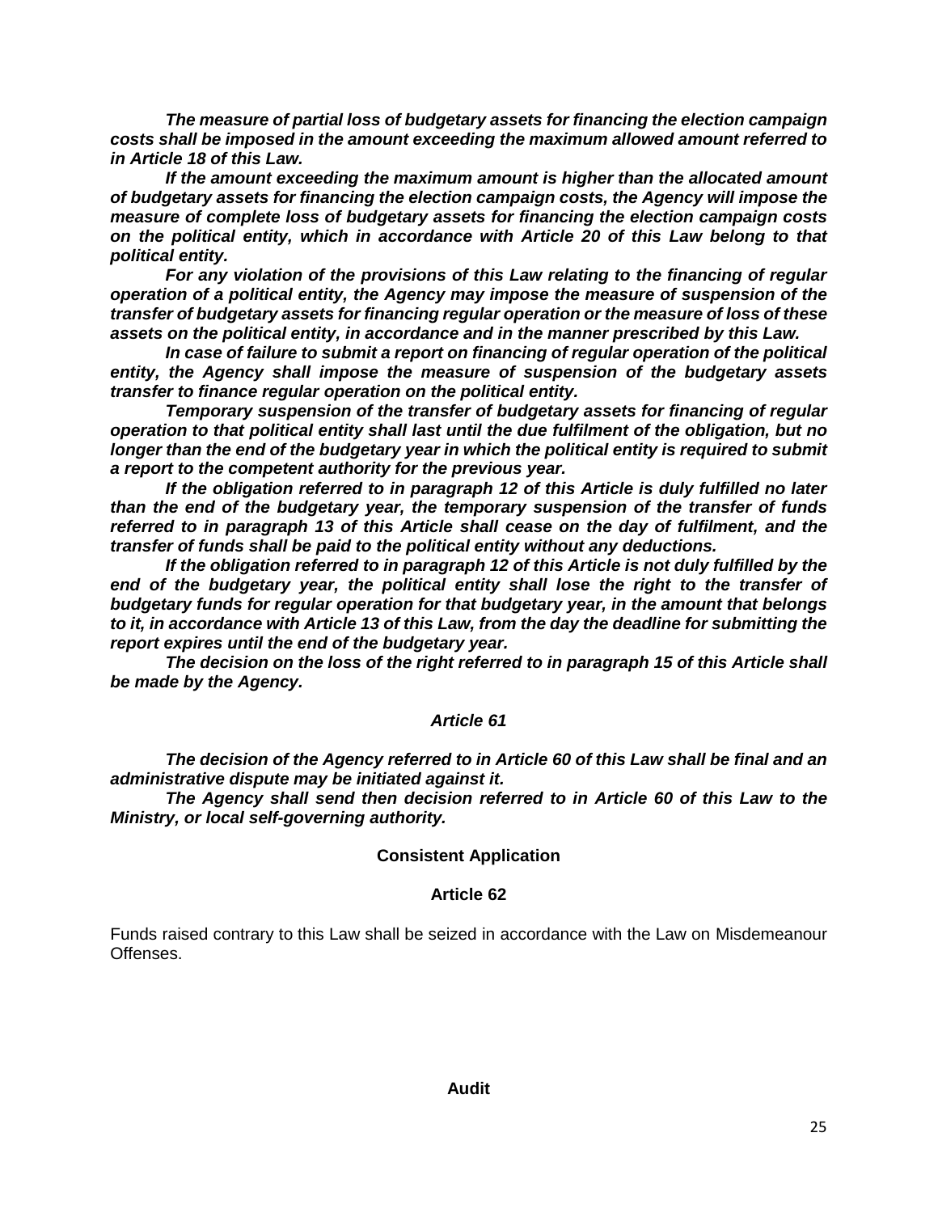***The measure of partial loss of budgetary assets for financing the election campaign costs shall be imposed in the amount exceeding the maximum allowed amount referred to in Article 18 of this Law.***

***If the amount exceeding the maximum amount is higher than the allocated amount of budgetary assets for financing the election campaign costs, the Agency will impose the measure of complete loss of budgetary assets for financing the election campaign costs on the political entity, which in accordance with Article 20 of this Law belong to that political entity.***

***For any violation of the provisions of this Law relating to the financing of regular operation of a political entity, the Agency may impose the measure of suspension of the transfer of budgetary assets for financing regular operation or the measure of loss of these assets on the political entity, in accordance and in the manner prescribed by this Law.***

***In case of failure to submit a report on financing of regular operation of the political entity, the Agency shall impose the measure of suspension of the budgetary assets transfer to finance regular operation on the political entity.***

***Temporary suspension of the transfer of budgetary assets for financing of regular operation to that political entity shall last until the due fulfilment of the obligation, but no longer than the end of the budgetary year in which the political entity is required to submit a report to the competent authority for the previous year.***

***If the obligation referred to in paragraph 12 of this Article is duly fulfilled no later than the end of the budgetary year, the temporary suspension of the transfer of funds referred to in paragraph 13 of this Article shall cease on the day of fulfilment, and the transfer of funds shall be paid to the political entity without any deductions.***

***If the obligation referred to in paragraph 12 of this Article is not duly fulfilled by the end of the budgetary year, the political entity shall lose the right to the transfer of budgetary funds for regular operation for that budgetary year, in the amount that belongs to it, in accordance with Article 13 of this Law, from the day the deadline for submitting the report expires until the end of the budgetary year.***

***The decision on the loss of the right referred to in paragraph 15 of this Article shall be made by the Agency.***

***Article 61***

***The decision of the Agency referred to in Article 60 of this Law shall be final and an administrative dispute may be initiated against it.***

***The Agency shall send then decision referred to in Article 60 of this Law to the Ministry, or local self-governing authority.***

**Consistent Application**

**Article 62**

Funds raised contrary to this Law shall be seized in accordance with the Law on Misdemeanour Offenses.

**Audit**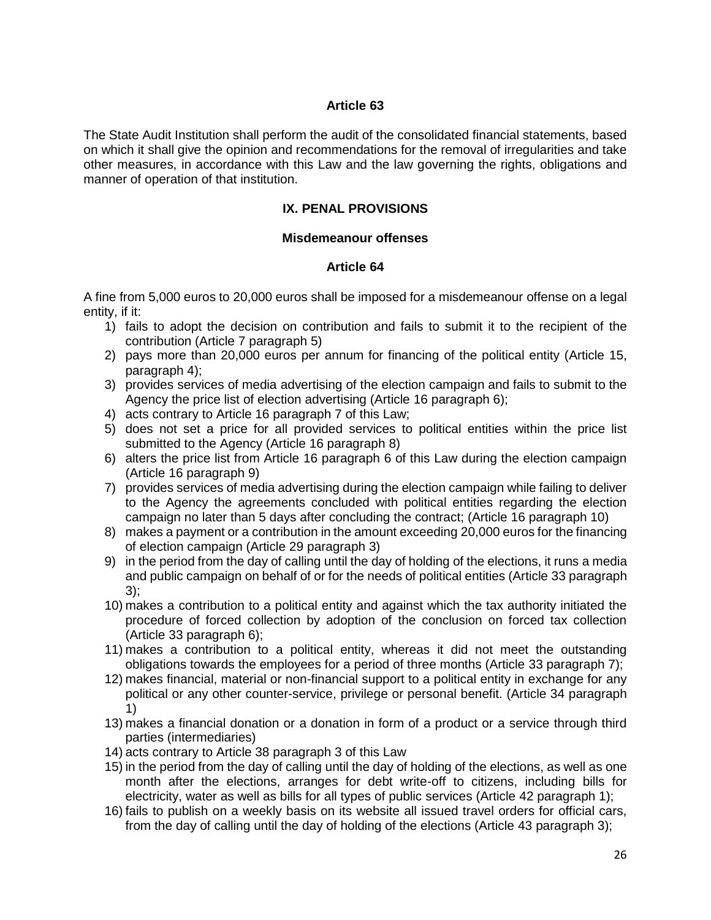### Article 63

The State Audit Institution shall perform the audit of the consolidated financial statements, based on which it shall give the opinion and recommendations for the removal of irregularities and take other measures, in accordance with this Law and the law governing the rights, obligations and manner of operation of that institution.

## IX. PENAL PROVISIONS

### Misdemeanour offenses

### Article 64

A fine from 5,000 euros to 20,000 euros shall be imposed for a misdemeanour offense on a legal entity, if it:

1) fails to adopt the decision on contribution and fails to submit it to the recipient of the contribution (Article 7 paragraph 5)
2) pays more than 20,000 euros per annum for financing of the political entity (Article 15, paragraph 4);
3) provides services of media advertising of the election campaign and fails to submit to the Agency the price list of election advertising (Article 16 paragraph 6);
4) acts contrary to Article 16 paragraph 7 of this Law;
5) does not set a price for all provided services to political entities within the price list submitted to the Agency (Article 16 paragraph 8)
6) alters the price list from Article 16 paragraph 6 of this Law during the election campaign (Article 16 paragraph 9)
7) provides services of media advertising during the election campaign while failing to deliver to the Agency the agreements concluded with political entities regarding the election campaign no later than 5 days after concluding the contract; (Article 16 paragraph 10)
8) makes a payment or a contribution in the amount exceeding 20,000 euros for the financing of election campaign (Article 29 paragraph 3)
9) in the period from the day of calling until the day of holding of the elections, it runs a media and public campaign on behalf of or for the needs of political entities (Article 33 paragraph 3);
10) makes a contribution to a political entity and against which the tax authority initiated the procedure of forced collection by adoption of the conclusion on forced tax collection (Article 33 paragraph 6);
11) makes a contribution to a political entity, whereas it did not meet the outstanding obligations towards the employees for a period of three months (Article 33 paragraph 7);
12) makes financial, material or non-financial support to a political entity in exchange for any political or any other counter-service, privilege or personal benefit. (Article 34 paragraph 1)
13) makes a financial donation or a donation in form of a product or a service through third parties (intermediaries)
14) acts contrary to Article 38 paragraph 3 of this Law
15) in the period from the day of calling until the day of holding of the elections, as well as one month after the elections, arranges for debt write-off to citizens, including bills for electricity, water as well as bills for all types of public services (Article 42 paragraph 1);
16) fails to publish on a weekly basis on its website all issued travel orders for official cars, from the day of calling until the day of holding of the elections (Article 43 paragraph 3);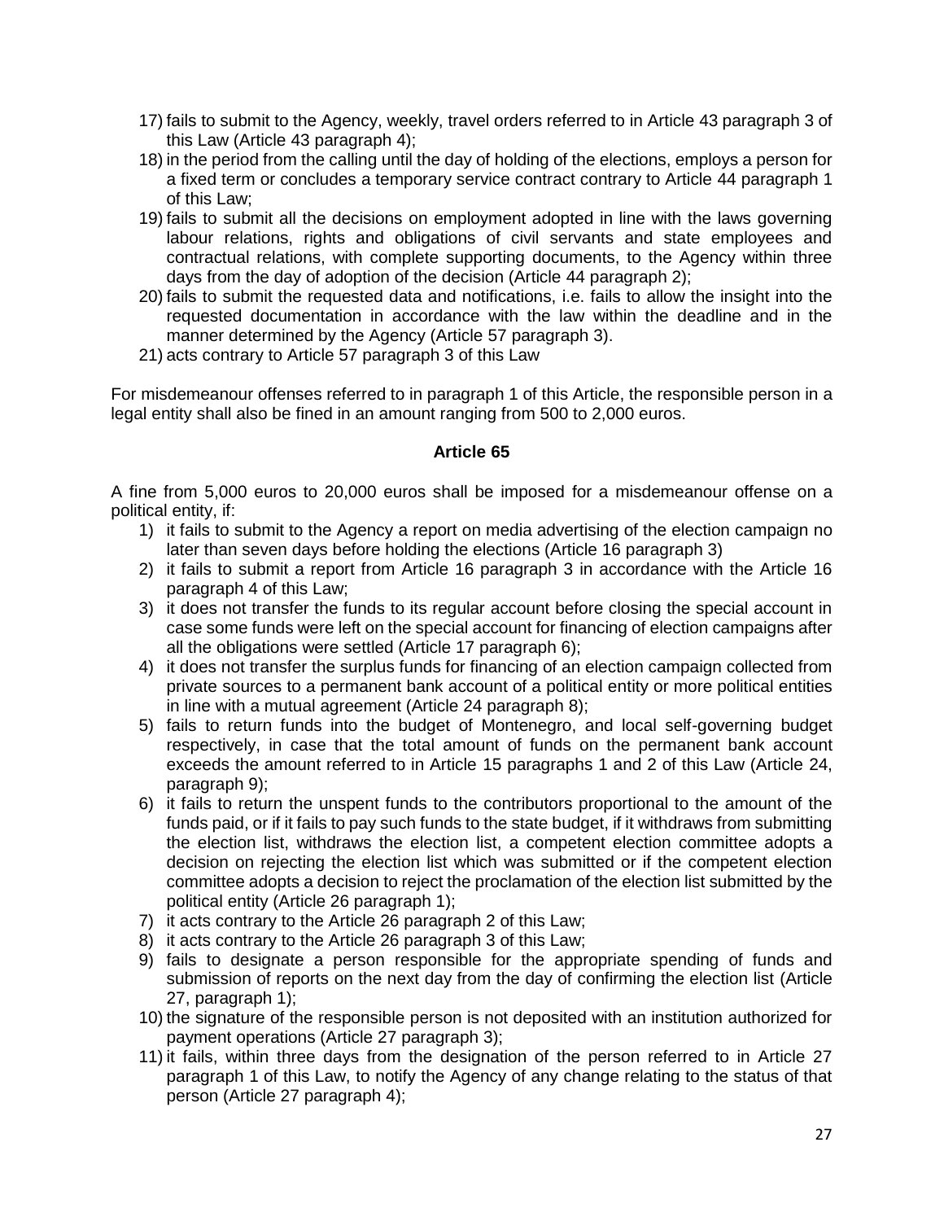17) fails to submit to the Agency, weekly, travel orders referred to in Article 43 paragraph 3 of this Law (Article 43 paragraph 4);
18) in the period from the calling until the day of holding of the elections, employs a person for a fixed term or concludes a temporary service contract contrary to Article 44 paragraph 1 of this Law;
19) fails to submit all the decisions on employment adopted in line with the laws governing labour relations, rights and obligations of civil servants and state employees and contractual relations, with complete supporting documents, to the Agency within three days from the day of adoption of the decision (Article 44 paragraph 2);
20) fails to submit the requested data and notifications, i.e. fails to allow the insight into the requested documentation in accordance with the law within the deadline and in the manner determined by the Agency (Article 57 paragraph 3).
21) acts contrary to Article 57 paragraph 3 of this Law

For misdemeanour offenses referred to in paragraph 1 of this Article, the responsible person in a legal entity shall also be fined in an amount ranging from 500 to 2,000 euros.

### Article 65

A fine from 5,000 euros to 20,000 euros shall be imposed for a misdemeanour offense on a political entity, if:

1) it fails to submit to the Agency a report on media advertising of the election campaign no later than seven days before holding the elections (Article 16 paragraph 3)
2) it fails to submit a report from Article 16 paragraph 3 in accordance with the Article 16 paragraph 4 of this Law;
3) it does not transfer the funds to its regular account before closing the special account in case some funds were left on the special account for financing of election campaigns after all the obligations were settled (Article 17 paragraph 6);
4) it does not transfer the surplus funds for financing of an election campaign collected from private sources to a permanent bank account of a political entity or more political entities in line with a mutual agreement (Article 24 paragraph 8);
5) fails to return funds into the budget of Montenegro, and local self-governing budget respectively, in case that the total amount of funds on the permanent bank account exceeds the amount referred to in Article 15 paragraphs 1 and 2 of this Law (Article 24, paragraph 9);
6) it fails to return the unspent funds to the contributors proportional to the amount of the funds paid, or if it fails to pay such funds to the state budget, if it withdraws from submitting the election list, withdraws the election list, a competent election committee adopts a decision on rejecting the election list which was submitted or if the competent election committee adopts a decision to reject the proclamation of the election list submitted by the political entity (Article 26 paragraph 1);
7) it acts contrary to the Article 26 paragraph 2 of this Law;
8) it acts contrary to the Article 26 paragraph 3 of this Law;
9) fails to designate a person responsible for the appropriate spending of funds and submission of reports on the next day from the day of confirming the election list (Article 27, paragraph 1);
10) the signature of the responsible person is not deposited with an institution authorized for payment operations (Article 27 paragraph 3);
11) it fails, within three days from the designation of the person referred to in Article 27 paragraph 1 of this Law, to notify the Agency of any change relating to the status of that person (Article 27 paragraph 4);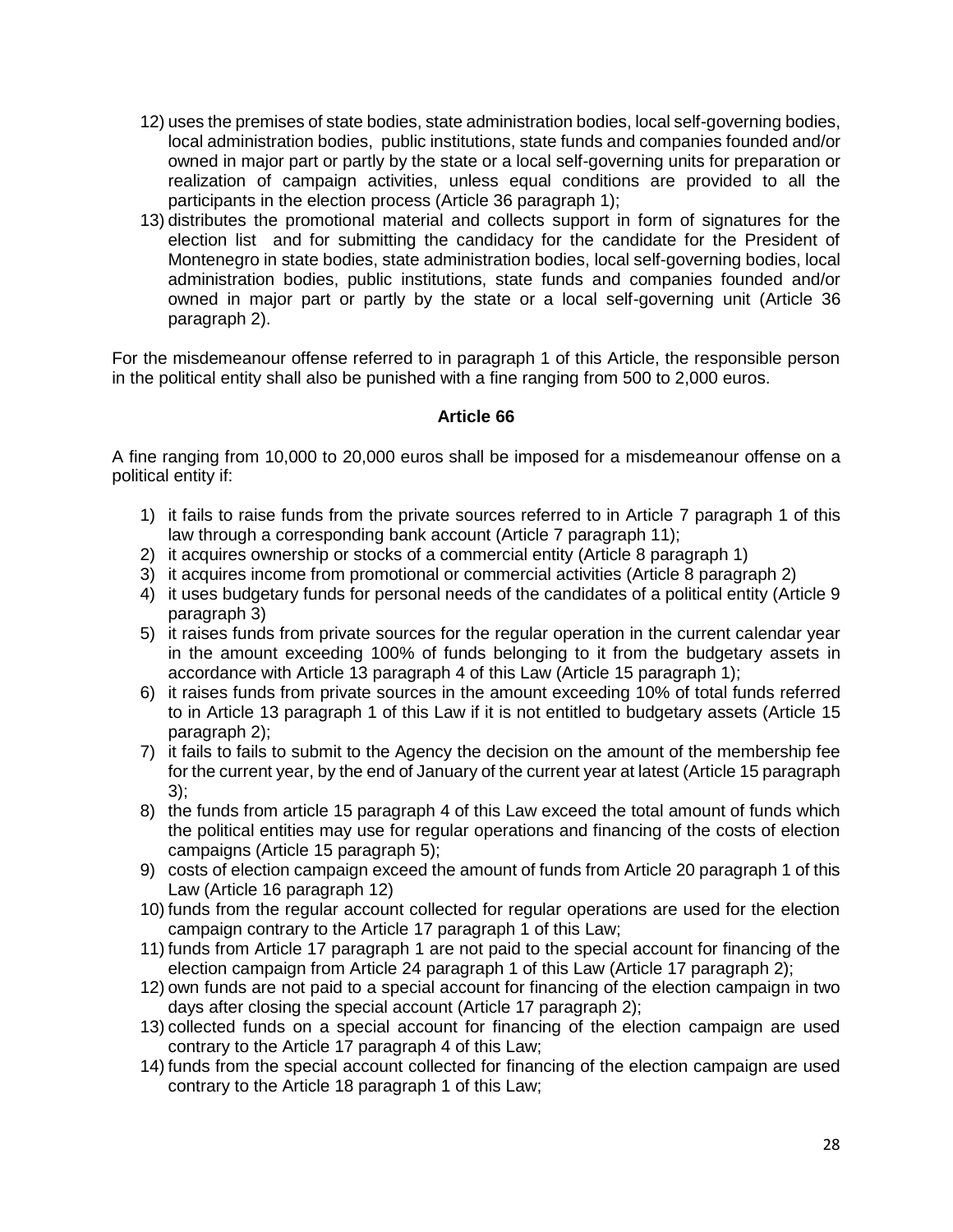12) uses the premises of state bodies, state administration bodies, local self-governing bodies, local administration bodies, public institutions, state funds and companies founded and/or owned in major part or partly by the state or a local self-governing units for preparation or realization of campaign activities, unless equal conditions are provided to all the participants in the election process (Article 36 paragraph 1);
13) distributes the promotional material and collects support in form of signatures for the election list and for submitting the candidacy for the candidate for the President of Montenegro in state bodies, state administration bodies, local self-governing bodies, local administration bodies, public institutions, state funds and companies founded and/or owned in major part or partly by the state or a local self-governing unit (Article 36 paragraph 2).

For the misdemeanour offense referred to in paragraph 1 of this Article, the responsible person in the political entity shall also be punished with a fine ranging from 500 to 2,000 euros.

**Article 66**

A fine ranging from 10,000 to 20,000 euros shall be imposed for a misdemeanour offense on a political entity if:

1) it fails to raise funds from the private sources referred to in Article 7 paragraph 1 of this law through a corresponding bank account (Article 7 paragraph 11);
2) it acquires ownership or stocks of a commercial entity (Article 8 paragraph 1)
3) it acquires income from promotional or commercial activities (Article 8 paragraph 2)
4) it uses budgetary funds for personal needs of the candidates of a political entity (Article 9 paragraph 3)
5) it raises funds from private sources for the regular operation in the current calendar year in the amount exceeding 100% of funds belonging to it from the budgetary assets in accordance with Article 13 paragraph 4 of this Law (Article 15 paragraph 1);
6) it raises funds from private sources in the amount exceeding 10% of total funds referred to in Article 13 paragraph 1 of this Law if it is not entitled to budgetary assets (Article 15 paragraph 2);
7) it fails to fails to submit to the Agency the decision on the amount of the membership fee for the current year, by the end of January of the current year at latest (Article 15 paragraph 3);
8) the funds from article 15 paragraph 4 of this Law exceed the total amount of funds which the political entities may use for regular operations and financing of the costs of election campaigns (Article 15 paragraph 5);
9) costs of election campaign exceed the amount of funds from Article 20 paragraph 1 of this Law (Article 16 paragraph 12)
10) funds from the regular account collected for regular operations are used for the election campaign contrary to the Article 17 paragraph 1 of this Law;
11) funds from Article 17 paragraph 1 are not paid to the special account for financing of the election campaign from Article 24 paragraph 1 of this Law (Article 17 paragraph 2);
12) own funds are not paid to a special account for financing of the election campaign in two days after closing the special account (Article 17 paragraph 2);
13) collected funds on a special account for financing of the election campaign are used contrary to the Article 17 paragraph 4 of this Law;
14) funds from the special account collected for financing of the election campaign are used contrary to the Article 18 paragraph 1 of this Law;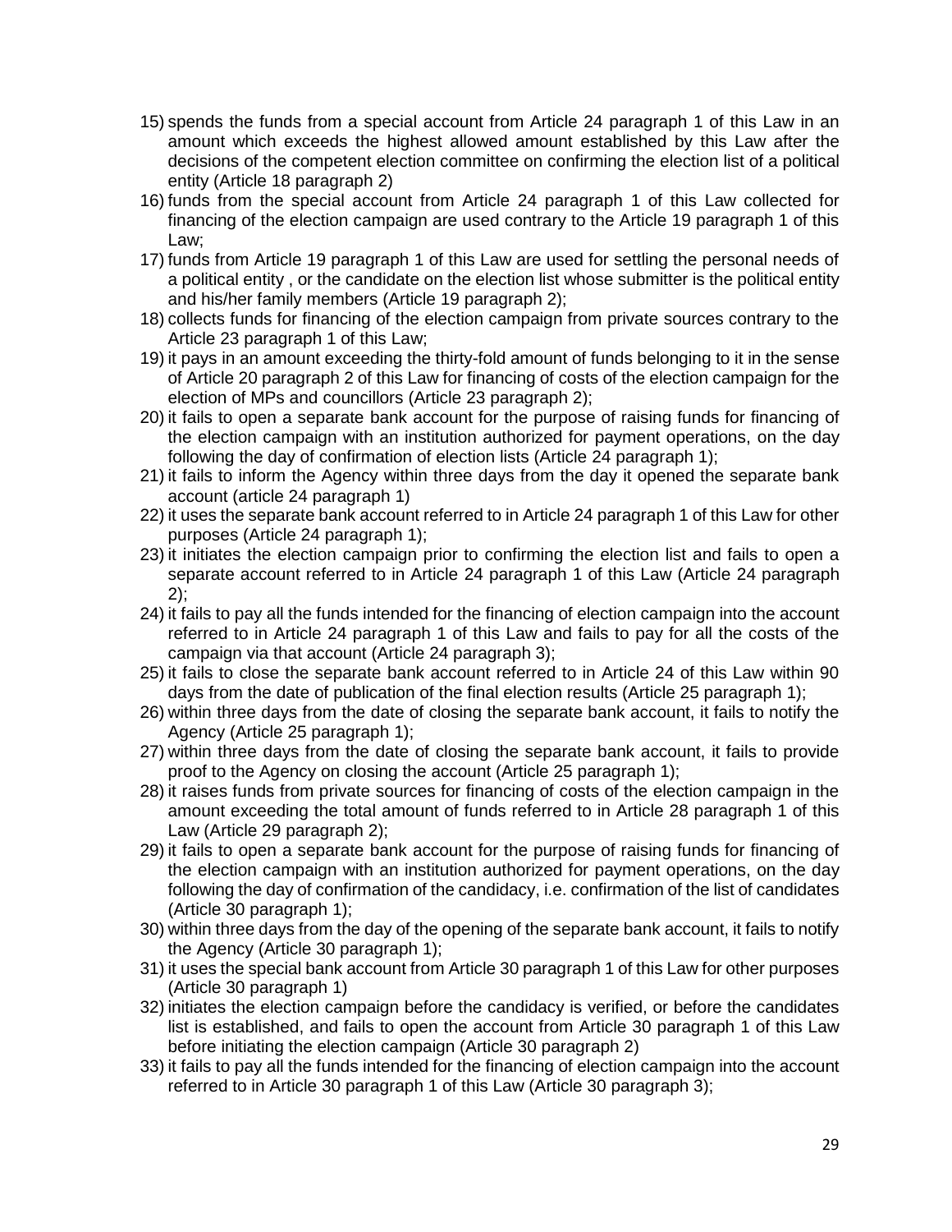15) spends the funds from a special account from Article 24 paragraph 1 of this Law in an amount which exceeds the highest allowed amount established by this Law after the decisions of the competent election committee on confirming the election list of a political entity (Article 18 paragraph 2)
16) funds from the special account from Article 24 paragraph 1 of this Law collected for financing of the election campaign are used contrary to the Article 19 paragraph 1 of this Law;
17) funds from Article 19 paragraph 1 of this Law are used for settling the personal needs of a political entity , or the candidate on the election list whose submitter is the political entity and his/her family members (Article 19 paragraph 2);
18) collects funds for financing of the election campaign from private sources contrary to the Article 23 paragraph 1 of this Law;
19) it pays in an amount exceeding the thirty-fold amount of funds belonging to it in the sense of Article 20 paragraph 2 of this Law for financing of costs of the election campaign for the election of MPs and councillors (Article 23 paragraph 2);
20) it fails to open a separate bank account for the purpose of raising funds for financing of the election campaign with an institution authorized for payment operations, on the day following the day of confirmation of election lists (Article 24 paragraph 1);
21) it fails to inform the Agency within three days from the day it opened the separate bank account (article 24 paragraph 1)
22) it uses the separate bank account referred to in Article 24 paragraph 1 of this Law for other purposes (Article 24 paragraph 1);
23) it initiates the election campaign prior to confirming the election list and fails to open a separate account referred to in Article 24 paragraph 1 of this Law (Article 24 paragraph 2);
24) it fails to pay all the funds intended for the financing of election campaign into the account referred to in Article 24 paragraph 1 of this Law and fails to pay for all the costs of the campaign via that account (Article 24 paragraph 3);
25) it fails to close the separate bank account referred to in Article 24 of this Law within 90 days from the date of publication of the final election results (Article 25 paragraph 1);
26) within three days from the date of closing the separate bank account, it fails to notify the Agency (Article 25 paragraph 1);
27) within three days from the date of closing the separate bank account, it fails to provide proof to the Agency on closing the account (Article 25 paragraph 1);
28) it raises funds from private sources for financing of costs of the election campaign in the amount exceeding the total amount of funds referred to in Article 28 paragraph 1 of this Law (Article 29 paragraph 2);
29) it fails to open a separate bank account for the purpose of raising funds for financing of the election campaign with an institution authorized for payment operations, on the day following the day of confirmation of the candidacy, i.e. confirmation of the list of candidates (Article 30 paragraph 1);
30) within three days from the day of the opening of the separate bank account, it fails to notify the Agency (Article 30 paragraph 1);
31) it uses the special bank account from Article 30 paragraph 1 of this Law for other purposes (Article 30 paragraph 1)
32) initiates the election campaign before the candidacy is verified, or before the candidates list is established, and fails to open the account from Article 30 paragraph 1 of this Law before initiating the election campaign (Article 30 paragraph 2)
33) it fails to pay all the funds intended for the financing of election campaign into the account referred to in Article 30 paragraph 1 of this Law (Article 30 paragraph 3);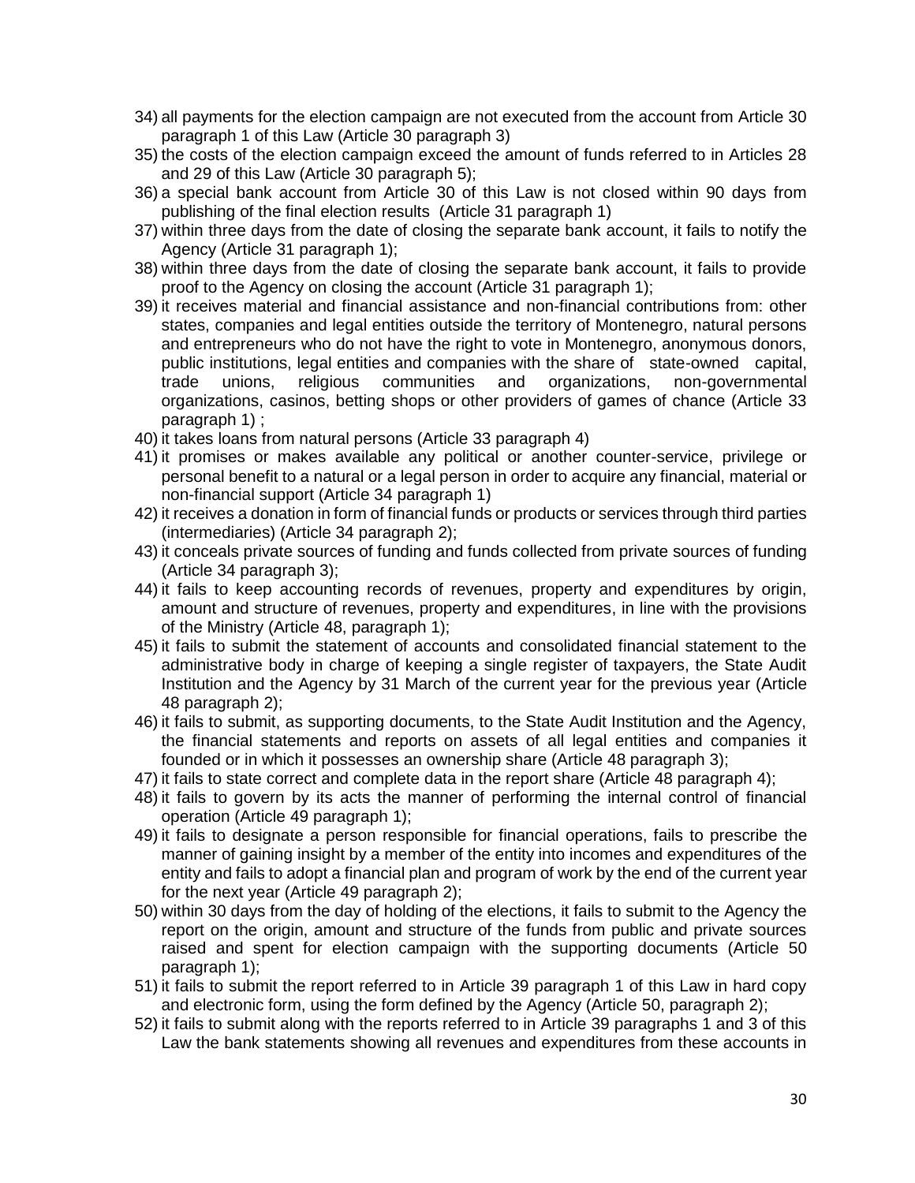34) all payments for the election campaign are not executed from the account from Article 30 paragraph 1 of this Law (Article 30 paragraph 3)
35) the costs of the election campaign exceed the amount of funds referred to in Articles 28 and 29 of this Law (Article 30 paragraph 5);
36) a special bank account from Article 30 of this Law is not closed within 90 days from publishing of the final election results (Article 31 paragraph 1)
37) within three days from the date of closing the separate bank account, it fails to notify the Agency (Article 31 paragraph 1);
38) within three days from the date of closing the separate bank account, it fails to provide proof to the Agency on closing the account (Article 31 paragraph 1);
39) it receives material and financial assistance and non-financial contributions from: other states, companies and legal entities outside the territory of Montenegro, natural persons and entrepreneurs who do not have the right to vote in Montenegro, anonymous donors, public institutions, legal entities and companies with the share of state-owned capital, trade unions, religious communities and organizations, non-governmental organizations, casinos, betting shops or other providers of games of chance (Article 33 paragraph 1) ;
40) it takes loans from natural persons (Article 33 paragraph 4)
41) it promises or makes available any political or another counter-service, privilege or personal benefit to a natural or a legal person in order to acquire any financial, material or non-financial support (Article 34 paragraph 1)
42) it receives a donation in form of financial funds or products or services through third parties (intermediaries) (Article 34 paragraph 2);
43) it conceals private sources of funding and funds collected from private sources of funding (Article 34 paragraph 3);
44) it fails to keep accounting records of revenues, property and expenditures by origin, amount and structure of revenues, property and expenditures, in line with the provisions of the Ministry (Article 48, paragraph 1);
45) it fails to submit the statement of accounts and consolidated financial statement to the administrative body in charge of keeping a single register of taxpayers, the State Audit Institution and the Agency by 31 March of the current year for the previous year (Article 48 paragraph 2);
46) it fails to submit, as supporting documents, to the State Audit Institution and the Agency, the financial statements and reports on assets of all legal entities and companies it founded or in which it possesses an ownership share (Article 48 paragraph 3);
47) it fails to state correct and complete data in the report share (Article 48 paragraph 4);
48) it fails to govern by its acts the manner of performing the internal control of financial operation (Article 49 paragraph 1);
49) it fails to designate a person responsible for financial operations, fails to prescribe the manner of gaining insight by a member of the entity into incomes and expenditures of the entity and fails to adopt a financial plan and program of work by the end of the current year for the next year (Article 49 paragraph 2);
50) within 30 days from the day of holding of the elections, it fails to submit to the Agency the report on the origin, amount and structure of the funds from public and private sources raised and spent for election campaign with the supporting documents (Article 50 paragraph 1);
51) it fails to submit the report referred to in Article 39 paragraph 1 of this Law in hard copy and electronic form, using the form defined by the Agency (Article 50, paragraph 2);
52) it fails to submit along with the reports referred to in Article 39 paragraphs 1 and 3 of this Law the bank statements showing all revenues and expenditures from these accounts in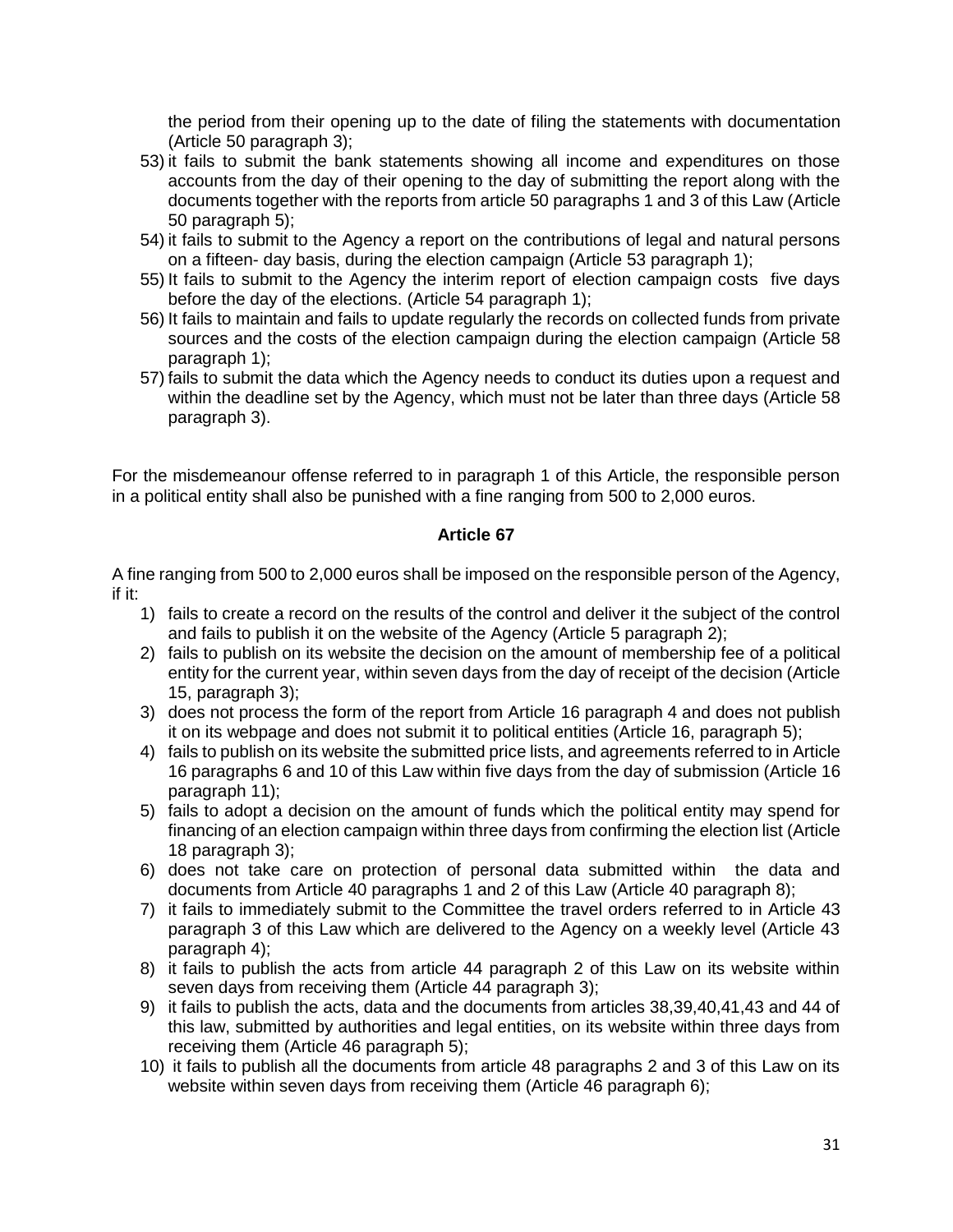the period from their opening up to the date of filing the statements with documentation (Article 50 paragraph 3);

53) it fails to submit the bank statements showing all income and expenditures on those accounts from the day of their opening to the day of submitting the report along with the documents together with the reports from article 50 paragraphs 1 and 3 of this Law (Article 50 paragraph 5);
54) it fails to submit to the Agency a report on the contributions of legal and natural persons on a fifteen- day basis, during the election campaign (Article 53 paragraph 1);
55) It fails to submit to the Agency the interim report of election campaign costs five days before the day of the elections. (Article 54 paragraph 1);
56) It fails to maintain and fails to update regularly the records on collected funds from private sources and the costs of the election campaign during the election campaign (Article 58 paragraph 1);
57) fails to submit the data which the Agency needs to conduct its duties upon a request and within the deadline set by the Agency, which must not be later than three days (Article 58 paragraph 3).

For the misdemeanour offense referred to in paragraph 1 of this Article, the responsible person in a political entity shall also be punished with a fine ranging from 500 to 2,000 euros.

### Article 67

A fine ranging from 500 to 2,000 euros shall be imposed on the responsible person of the Agency, if it:

1) fails to create a record on the results of the control and deliver it the subject of the control and fails to publish it on the website of the Agency (Article 5 paragraph 2);
2) fails to publish on its website the decision on the amount of membership fee of a political entity for the current year, within seven days from the day of receipt of the decision (Article 15, paragraph 3);
3) does not process the form of the report from Article 16 paragraph 4 and does not publish it on its webpage and does not submit it to political entities (Article 16, paragraph 5);
4) fails to publish on its website the submitted price lists, and agreements referred to in Article 16 paragraphs 6 and 10 of this Law within five days from the day of submission (Article 16 paragraph 11);
5) fails to adopt a decision on the amount of funds which the political entity may spend for financing of an election campaign within three days from confirming the election list (Article 18 paragraph 3);
6) does not take care on protection of personal data submitted within the data and documents from Article 40 paragraphs 1 and 2 of this Law (Article 40 paragraph 8);
7) it fails to immediately submit to the Committee the travel orders referred to in Article 43 paragraph 3 of this Law which are delivered to the Agency on a weekly level (Article 43 paragraph 4);
8) it fails to publish the acts from article 44 paragraph 2 of this Law on its website within seven days from receiving them (Article 44 paragraph 3);
9) it fails to publish the acts, data and the documents from articles 38,39,40,41,43 and 44 of this law, submitted by authorities and legal entities, on its website within three days from receiving them (Article 46 paragraph 5);
10) it fails to publish all the documents from article 48 paragraphs 2 and 3 of this Law on its website within seven days from receiving them (Article 46 paragraph 6);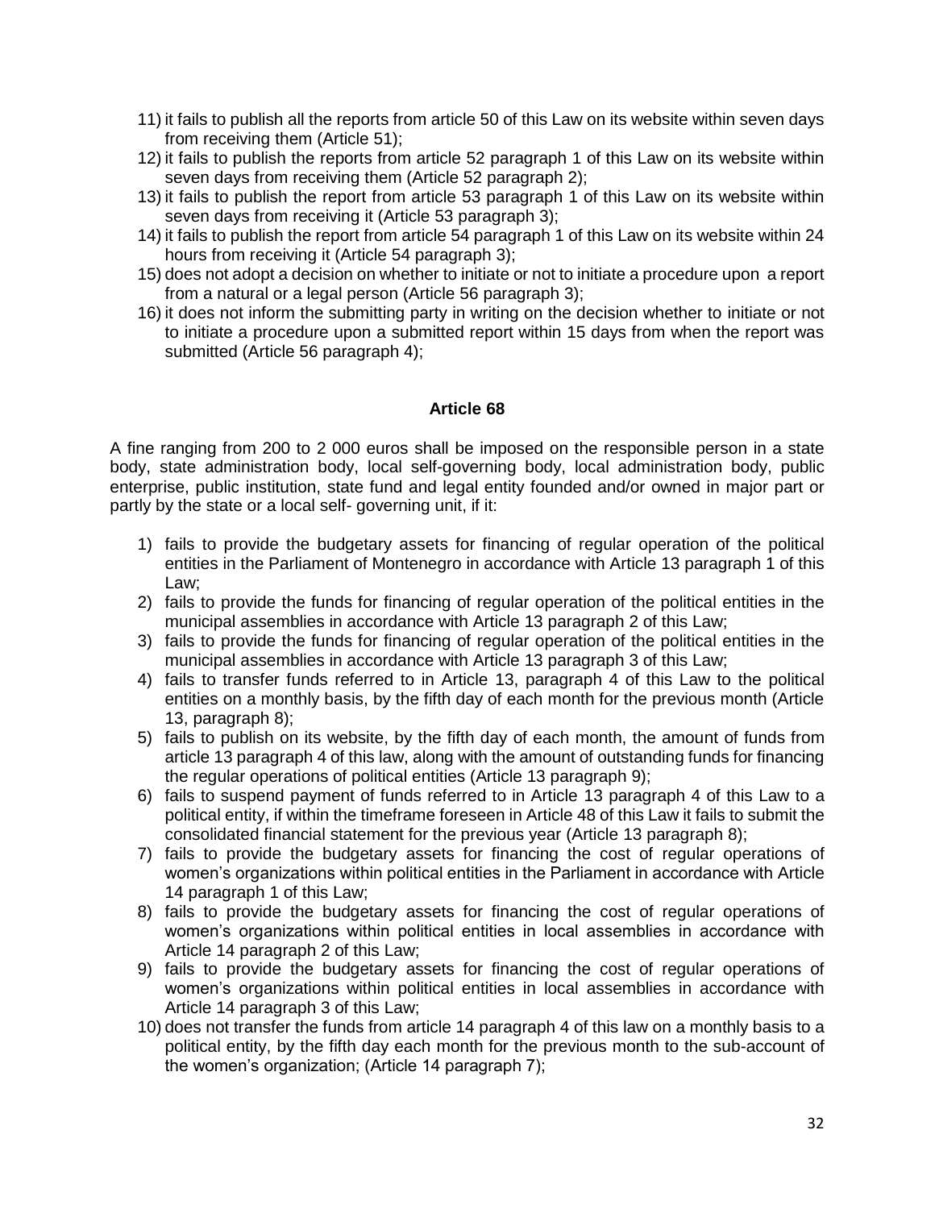11) it fails to publish all the reports from article 50 of this Law on its website within seven days from receiving them (Article 51);
12) it fails to publish the reports from article 52 paragraph 1 of this Law on its website within seven days from receiving them (Article 52 paragraph 2);
13) it fails to publish the report from article 53 paragraph 1 of this Law on its website within seven days from receiving it (Article 53 paragraph 3);
14) it fails to publish the report from article 54 paragraph 1 of this Law on its website within 24 hours from receiving it (Article 54 paragraph 3);
15) does not adopt a decision on whether to initiate or not to initiate a procedure upon a report from a natural or a legal person (Article 56 paragraph 3);
16) it does not inform the submitting party in writing on the decision whether to initiate or not to initiate a procedure upon a submitted report within 15 days from when the report was submitted (Article 56 paragraph 4);

### Article 68

A fine ranging from 200 to 2 000 euros shall be imposed on the responsible person in a state body, state administration body, local self-governing body, local administration body, public enterprise, public institution, state fund and legal entity founded and/or owned in major part or partly by the state or a local self- governing unit, if it:

1) fails to provide the budgetary assets for financing of regular operation of the political entities in the Parliament of Montenegro in accordance with Article 13 paragraph 1 of this Law;
2) fails to provide the funds for financing of regular operation of the political entities in the municipal assemblies in accordance with Article 13 paragraph 2 of this Law;
3) fails to provide the funds for financing of regular operation of the political entities in the municipal assemblies in accordance with Article 13 paragraph 3 of this Law;
4) fails to transfer funds referred to in Article 13, paragraph 4 of this Law to the political entities on a monthly basis, by the fifth day of each month for the previous month (Article 13, paragraph 8);
5) fails to publish on its website, by the fifth day of each month, the amount of funds from article 13 paragraph 4 of this law, along with the amount of outstanding funds for financing the regular operations of political entities (Article 13 paragraph 9);
6) fails to suspend payment of funds referred to in Article 13 paragraph 4 of this Law to a political entity, if within the timeframe foreseen in Article 48 of this Law it fails to submit the consolidated financial statement for the previous year (Article 13 paragraph 8);
7) fails to provide the budgetary assets for financing the cost of regular operations of women's organizations within political entities in the Parliament in accordance with Article 14 paragraph 1 of this Law;
8) fails to provide the budgetary assets for financing the cost of regular operations of women's organizations within political entities in local assemblies in accordance with Article 14 paragraph 2 of this Law;
9) fails to provide the budgetary assets for financing the cost of regular operations of women's organizations within political entities in local assemblies in accordance with Article 14 paragraph 3 of this Law;
10) does not transfer the funds from article 14 paragraph 4 of this law on a monthly basis to a political entity, by the fifth day each month for the previous month to the sub-account of the women's organization; (Article 14 paragraph 7);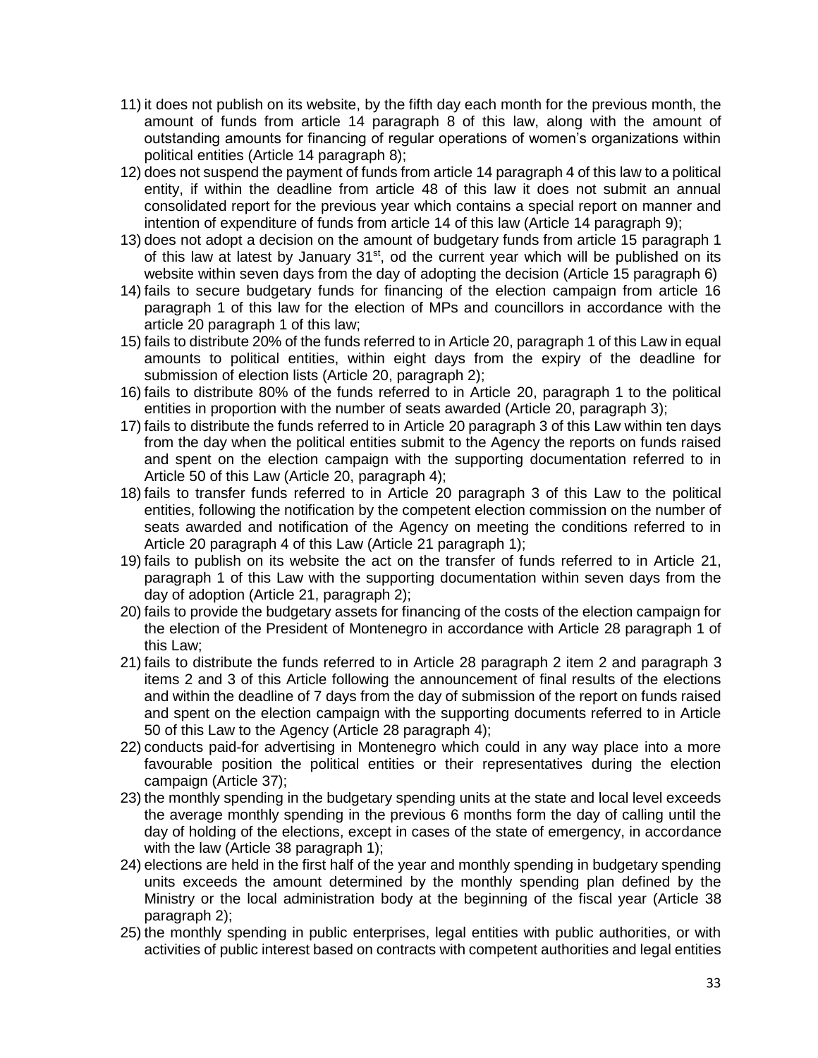11) it does not publish on its website, by the fifth day each month for the previous month, the amount of funds from article 14 paragraph 8 of this law, along with the amount of outstanding amounts for financing of regular operations of women's organizations within political entities (Article 14 paragraph 8);
12) does not suspend the payment of funds from article 14 paragraph 4 of this law to a political entity, if within the deadline from article 48 of this law it does not submit an annual consolidated report for the previous year which contains a special report on manner and intention of expenditure of funds from article 14 of this law (Article 14 paragraph 9);
13) does not adopt a decision on the amount of budgetary funds from article 15 paragraph 1 of this law at latest by January 31st, od the current year which will be published on its website within seven days from the day of adopting the decision (Article 15 paragraph 6)
14) fails to secure budgetary funds for financing of the election campaign from article 16 paragraph 1 of this law for the election of MPs and councillors in accordance with the article 20 paragraph 1 of this law;
15) fails to distribute 20% of the funds referred to in Article 20, paragraph 1 of this Law in equal amounts to political entities, within eight days from the expiry of the deadline for submission of election lists (Article 20, paragraph 2);
16) fails to distribute 80% of the funds referred to in Article 20, paragraph 1 to the political entities in proportion with the number of seats awarded (Article 20, paragraph 3);
17) fails to distribute the funds referred to in Article 20 paragraph 3 of this Law within ten days from the day when the political entities submit to the Agency the reports on funds raised and spent on the election campaign with the supporting documentation referred to in Article 50 of this Law (Article 20, paragraph 4);
18) fails to transfer funds referred to in Article 20 paragraph 3 of this Law to the political entities, following the notification by the competent election commission on the number of seats awarded and notification of the Agency on meeting the conditions referred to in Article 20 paragraph 4 of this Law (Article 21 paragraph 1);
19) fails to publish on its website the act on the transfer of funds referred to in Article 21, paragraph 1 of this Law with the supporting documentation within seven days from the day of adoption (Article 21, paragraph 2);
20) fails to provide the budgetary assets for financing of the costs of the election campaign for the election of the President of Montenegro in accordance with Article 28 paragraph 1 of this Law;
21) fails to distribute the funds referred to in Article 28 paragraph 2 item 2 and paragraph 3 items 2 and 3 of this Article following the announcement of final results of the elections and within the deadline of 7 days from the day of submission of the report on funds raised and spent on the election campaign with the supporting documents referred to in Article 50 of this Law to the Agency (Article 28 paragraph 4);
22) conducts paid-for advertising in Montenegro which could in any way place into a more favourable position the political entities or their representatives during the election campaign (Article 37);
23) the monthly spending in the budgetary spending units at the state and local level exceeds the average monthly spending in the previous 6 months form the day of calling until the day of holding of the elections, except in cases of the state of emergency, in accordance with the law (Article 38 paragraph 1);
24) elections are held in the first half of the year and monthly spending in budgetary spending units exceeds the amount determined by the monthly spending plan defined by the Ministry or the local administration body at the beginning of the fiscal year (Article 38 paragraph 2);
25) the monthly spending in public enterprises, legal entities with public authorities, or with activities of public interest based on contracts with competent authorities and legal entities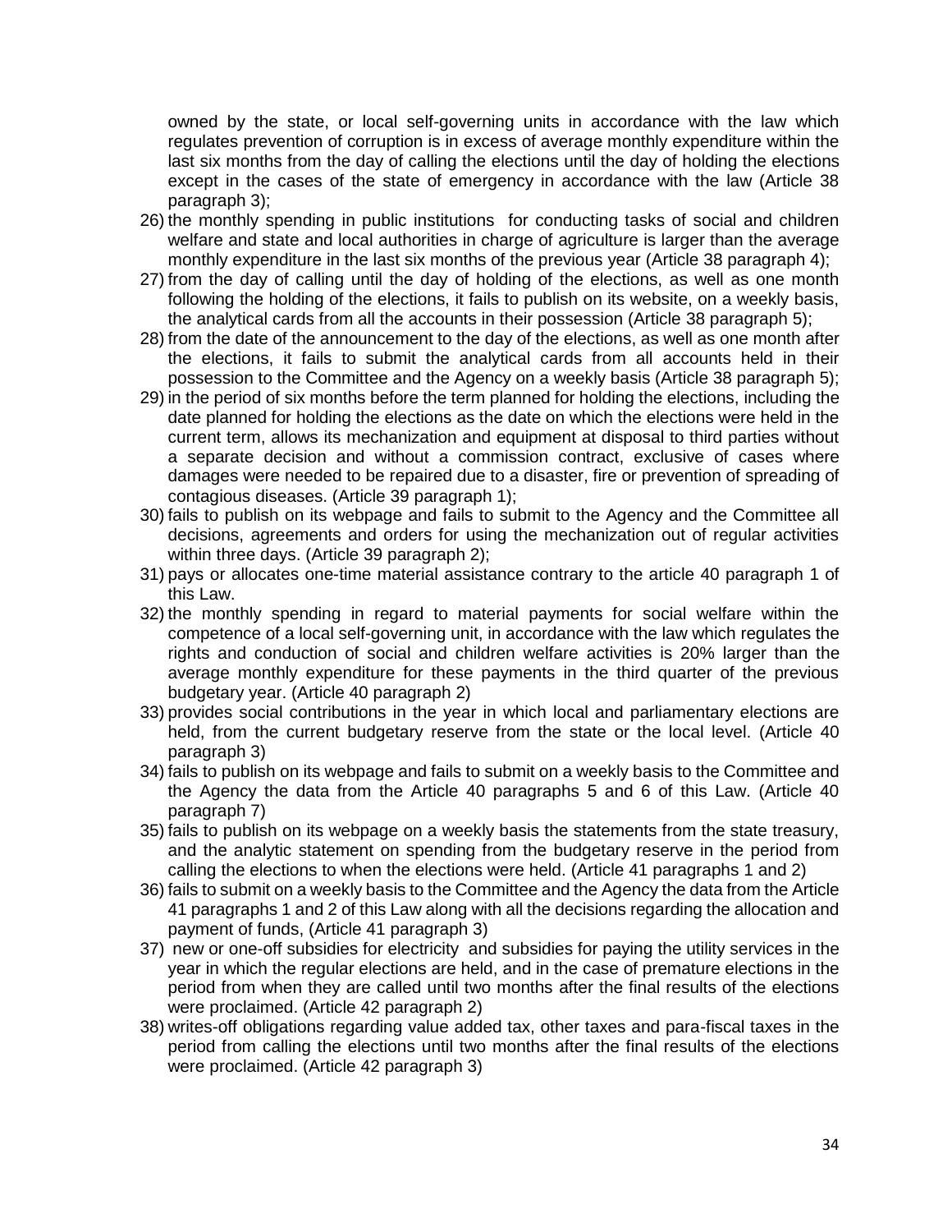owned by the state, or local self-governing units in accordance with the law which regulates prevention of corruption is in excess of average monthly expenditure within the last six months from the day of calling the elections until the day of holding the elections except in the cases of the state of emergency in accordance with the law (Article 38 paragraph 3);

26) the monthly spending in public institutions for conducting tasks of social and children welfare and state and local authorities in charge of agriculture is larger than the average monthly expenditure in the last six months of the previous year (Article 38 paragraph 4);
27) from the day of calling until the day of holding of the elections, as well as one month following the holding of the elections, it fails to publish on its website, on a weekly basis, the analytical cards from all the accounts in their possession (Article 38 paragraph 5);
28) from the date of the announcement to the day of the elections, as well as one month after the elections, it fails to submit the analytical cards from all accounts held in their possession to the Committee and the Agency on a weekly basis (Article 38 paragraph 5);
29) in the period of six months before the term planned for holding the elections, including the date planned for holding the elections as the date on which the elections were held in the current term, allows its mechanization and equipment at disposal to third parties without a separate decision and without a commission contract, exclusive of cases where damages were needed to be repaired due to a disaster, fire or prevention of spreading of contagious diseases. (Article 39 paragraph 1);
30) fails to publish on its webpage and fails to submit to the Agency and the Committee all decisions, agreements and orders for using the mechanization out of regular activities within three days. (Article 39 paragraph 2);
31) pays or allocates one-time material assistance contrary to the article 40 paragraph 1 of this Law.
32) the monthly spending in regard to material payments for social welfare within the competence of a local self-governing unit, in accordance with the law which regulates the rights and conduction of social and children welfare activities is 20% larger than the average monthly expenditure for these payments in the third quarter of the previous budgetary year. (Article 40 paragraph 2)
33) provides social contributions in the year in which local and parliamentary elections are held, from the current budgetary reserve from the state or the local level. (Article 40 paragraph 3)
34) fails to publish on its webpage and fails to submit on a weekly basis to the Committee and the Agency the data from the Article 40 paragraphs 5 and 6 of this Law. (Article 40 paragraph 7)
35) fails to publish on its webpage on a weekly basis the statements from the state treasury, and the analytic statement on spending from the budgetary reserve in the period from calling the elections to when the elections were held. (Article 41 paragraphs 1 and 2)
36) fails to submit on a weekly basis to the Committee and the Agency the data from the Article 41 paragraphs 1 and 2 of this Law along with all the decisions regarding the allocation and payment of funds, (Article 41 paragraph 3)
37) new or one-off subsidies for electricity and subsidies for paying the utility services in the year in which the regular elections are held, and in the case of premature elections in the period from when they are called until two months after the final results of the elections were proclaimed. (Article 42 paragraph 2)
38) writes-off obligations regarding value added tax, other taxes and para-fiscal taxes in the period from calling the elections until two months after the final results of the elections were proclaimed. (Article 42 paragraph 3)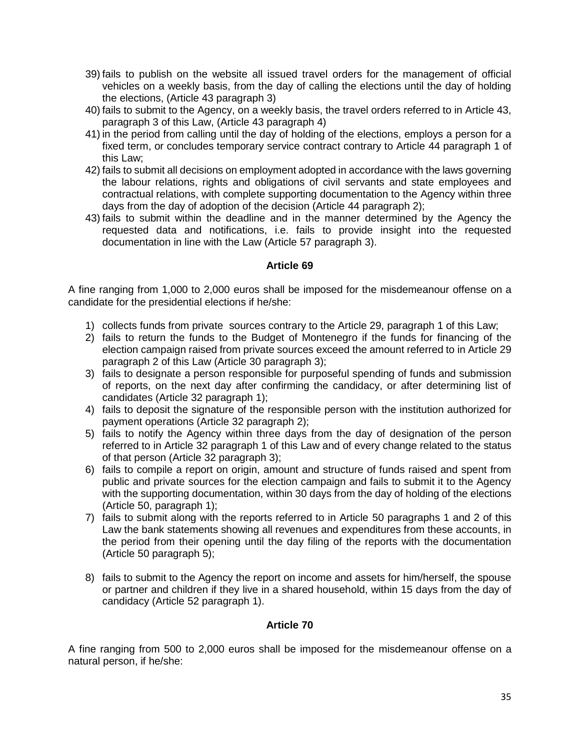39) fails to publish on the website all issued travel orders for the management of official vehicles on a weekly basis, from the day of calling the elections until the day of holding the elections, (Article 43 paragraph 3)
40) fails to submit to the Agency, on a weekly basis, the travel orders referred to in Article 43, paragraph 3 of this Law, (Article 43 paragraph 4)
41) in the period from calling until the day of holding of the elections, employs a person for a fixed term, or concludes temporary service contract contrary to Article 44 paragraph 1 of this Law;
42) fails to submit all decisions on employment adopted in accordance with the laws governing the labour relations, rights and obligations of civil servants and state employees and contractual relations, with complete supporting documentation to the Agency within three days from the day of adoption of the decision (Article 44 paragraph 2);
43) fails to submit within the deadline and in the manner determined by the Agency the requested data and notifications, i.e. fails to provide insight into the requested documentation in line with the Law (Article 57 paragraph 3).

### Article 69

A fine ranging from 1,000 to 2,000 euros shall be imposed for the misdemeanour offense on a candidate for the presidential elections if he/she:

1) collects funds from private sources contrary to the Article 29, paragraph 1 of this Law;
2) fails to return the funds to the Budget of Montenegro if the funds for financing of the election campaign raised from private sources exceed the amount referred to in Article 29 paragraph 2 of this Law (Article 30 paragraph 3);
3) fails to designate a person responsible for purposeful spending of funds and submission of reports, on the next day after confirming the candidacy, or after determining list of candidates (Article 32 paragraph 1);
4) fails to deposit the signature of the responsible person with the institution authorized for payment operations (Article 32 paragraph 2);
5) fails to notify the Agency within three days from the day of designation of the person referred to in Article 32 paragraph 1 of this Law and of every change related to the status of that person (Article 32 paragraph 3);
6) fails to compile a report on origin, amount and structure of funds raised and spent from public and private sources for the election campaign and fails to submit it to the Agency with the supporting documentation, within 30 days from the day of holding of the elections (Article 50, paragraph 1);
7) fails to submit along with the reports referred to in Article 50 paragraphs 1 and 2 of this Law the bank statements showing all revenues and expenditures from these accounts, in the period from their opening until the day filing of the reports with the documentation (Article 50 paragraph 5);
8) fails to submit to the Agency the report on income and assets for him/herself, the spouse or partner and children if they live in a shared household, within 15 days from the day of candidacy (Article 52 paragraph 1).

### Article 70

A fine ranging from 500 to 2,000 euros shall be imposed for the misdemeanour offense on a natural person, if he/she: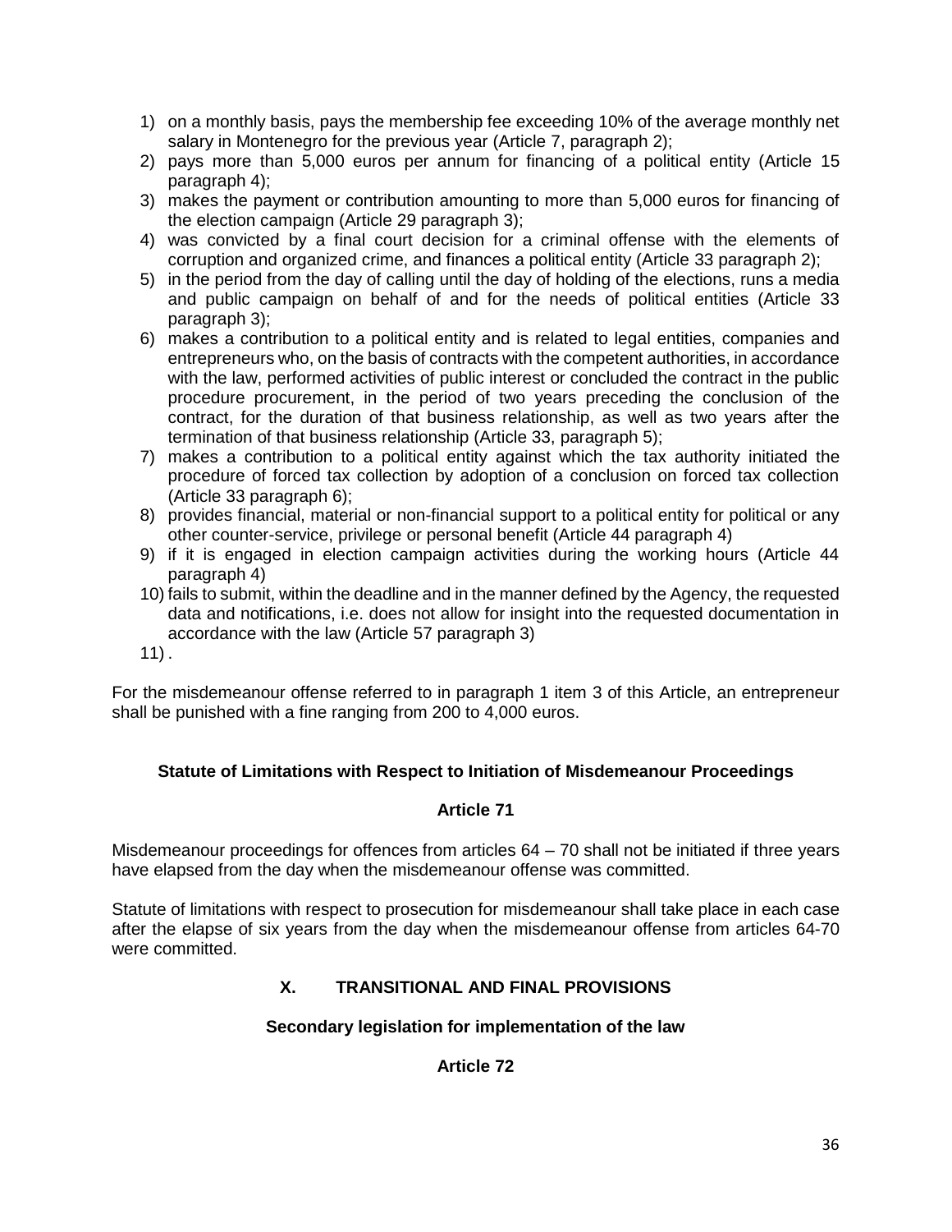1) on a monthly basis, pays the membership fee exceeding 10% of the average monthly net salary in Montenegro for the previous year (Article 7, paragraph 2);
2) pays more than 5,000 euros per annum for financing of a political entity (Article 15 paragraph 4);
3) makes the payment or contribution amounting to more than 5,000 euros for financing of the election campaign (Article 29 paragraph 3);
4) was convicted by a final court decision for a criminal offense with the elements of corruption and organized crime, and finances a political entity (Article 33 paragraph 2);
5) in the period from the day of calling until the day of holding of the elections, runs a media and public campaign on behalf of and for the needs of political entities (Article 33 paragraph 3);
6) makes a contribution to a political entity and is related to legal entities, companies and entrepreneurs who, on the basis of contracts with the competent authorities, in accordance with the law, performed activities of public interest or concluded the contract in the public procedure procurement, in the period of two years preceding the conclusion of the contract, for the duration of that business relationship, as well as two years after the termination of that business relationship (Article 33, paragraph 5);
7) makes a contribution to a political entity against which the tax authority initiated the procedure of forced tax collection by adoption of a conclusion on forced tax collection (Article 33 paragraph 6);
8) provides financial, material or non-financial support to a political entity for political or any other counter-service, privilege or personal benefit (Article 44 paragraph 4)
9) if it is engaged in election campaign activities during the working hours (Article 44 paragraph 4)
10) fails to submit, within the deadline and in the manner defined by the Agency, the requested data and notifications, i.e. does not allow for insight into the requested documentation in accordance with the law (Article 57 paragraph 3)
11) .

For the misdemeanour offense referred to in paragraph 1 item 3 of this Article, an entrepreneur shall be punished with a fine ranging from 200 to 4,000 euros.

### Statute of Limitations with Respect to Initiation of Misdemeanour Proceedings

### Article 71

Misdemeanour proceedings for offences from articles 64 – 70 shall not be initiated if three years have elapsed from the day when the misdemeanour offense was committed.

Statute of limitations with respect to prosecution for misdemeanour shall take place in each case after the elapse of six years from the day when the misdemeanour offense from articles 64-70 were committed.

## X. TRANSITIONAL AND FINAL PROVISIONS

### Secondary legislation for implementation of the law

### Article 72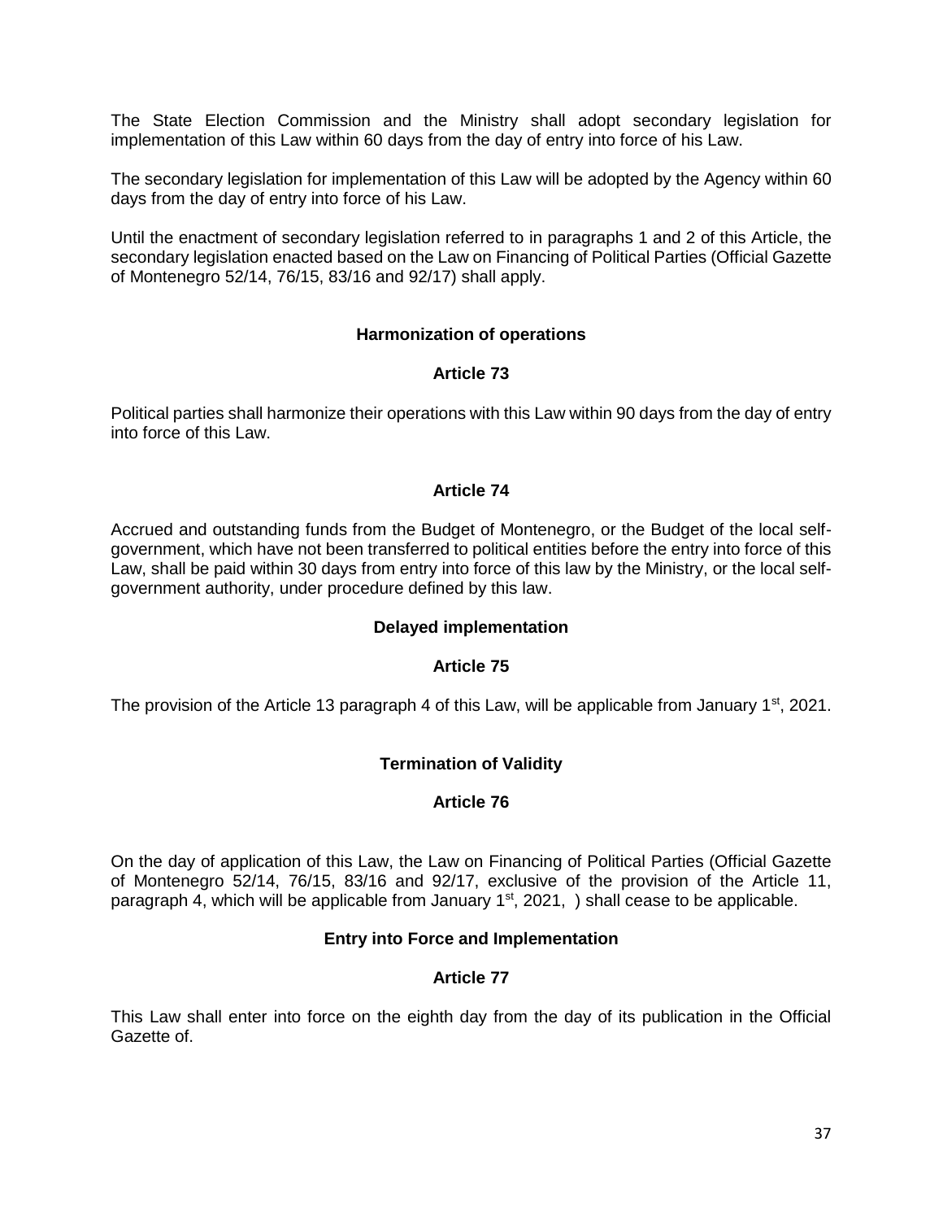The State Election Commission and the Ministry shall adopt secondary legislation for implementation of this Law within 60 days from the day of entry into force of his Law.

The secondary legislation for implementation of this Law will be adopted by the Agency within 60 days from the day of entry into force of his Law.

Until the enactment of secondary legislation referred to in paragraphs 1 and 2 of this Article, the secondary legislation enacted based on the Law on Financing of Political Parties (Official Gazette of Montenegro 52/14, 76/15, 83/16 and 92/17) shall apply.

**Harmonization of operations**

**Article 73**

Political parties shall harmonize their operations with this Law within 90 days from the day of entry into force of this Law.

**Article 74**

Accrued and outstanding funds from the Budget of Montenegro, or the Budget of the local self-government, which have not been transferred to political entities before the entry into force of this Law, shall be paid within 30 days from entry into force of this law by the Ministry, or the local self-government authority, under procedure defined by this law.

**Delayed implementation**

**Article 75**

The provision of the Article 13 paragraph 4 of this Law, will be applicable from January 1st, 2021.

**Termination of Validity**

**Article 76**

On the day of application of this Law, the Law on Financing of Political Parties (Official Gazette of Montenegro 52/14, 76/15, 83/16 and 92/17, exclusive of the provision of the Article 11, paragraph 4, which will be applicable from January 1st, 2021, ) shall cease to be applicable.

**Entry into Force and Implementation**

**Article 77**

This Law shall enter into force on the eighth day from the day of its publication in the Official Gazette of.